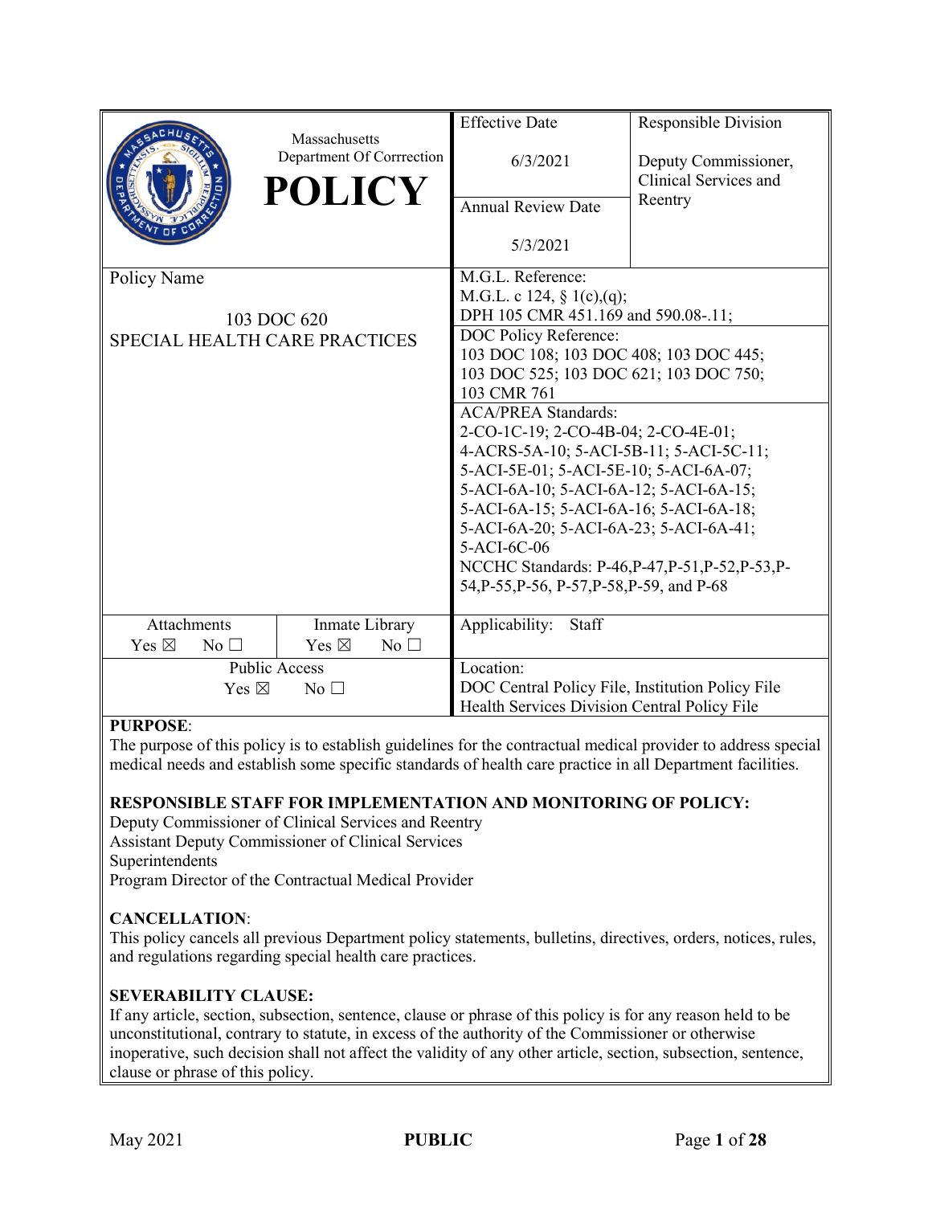| Massachusetts Department Of Corrrection **POLICY** | Effective Date<br>6/3/2021 | Responsible Division<br>Deputy Commissioner, Clinical Services and Reentry |
|---|---|---|
| | Annual Review Date<br>5/3/2021 | |
| Policy Name<br>103 DOC 620<br>SPECIAL HEALTH CARE PRACTICES | M.G.L. Reference:<br>M.G.L. c 124, § 1(c),(q);<br>DPH 105 CMR 451.169 and 590.08-.11; | |
| | DOC Policy Reference:<br>103 DOC 108; 103 DOC 408; 103 DOC 445; 103 DOC 525; 103 DOC 621; 103 DOC 750; 103 CMR 761 | |
| | ACA/PREA Standards:<br>2-CO-1C-19; 2-CO-4B-04; 2-CO-4E-01; 4-ACRS-5A-10; 5-ACI-5B-11; 5-ACI-5C-11; 5-ACI-5E-01; 5-ACI-5E-10; 5-ACI-6A-07; 5-ACI-6A-10; 5-ACI-6A-12; 5-ACI-6A-15; 5-ACI-6A-15; 5-ACI-6A-16; 5-ACI-6A-18; 5-ACI-6A-20; 5-ACI-6A-23; 5-ACI-6A-41; 5-ACI-6C-06<br>NCCHC Standards: P-46,P-47,P-51,P-52,P-53,P-54,P-55,P-56, P-57,P-58,P-59, and P-68 | |
| Attachments: Yes ☒ No ☐ / Inmate Library: Yes ☒ No ☐ | Applicability: Staff | |
| Public Access: Yes ☒ No ☐ | Location:<br>DOC Central Policy File, Institution Policy File<br>Health Services Division Central Policy File | |

**PURPOSE**:
The purpose of this policy is to establish guidelines for the contractual medical provider to address special medical needs and establish some specific standards of health care practice in all Department facilities.

**RESPONSIBLE STAFF FOR IMPLEMENTATION AND MONITORING OF POLICY:**
Deputy Commissioner of Clinical Services and Reentry
Assistant Deputy Commissioner of Clinical Services
Superintendents
Program Director of the Contractual Medical Provider

**CANCELLATION**:
This policy cancels all previous Department policy statements, bulletins, directives, orders, notices, rules, and regulations regarding special health care practices.

**SEVERABILITY CLAUSE:**
If any article, section, subsection, sentence, clause or phrase of this policy is for any reason held to be unconstitutional, contrary to statute, in excess of the authority of the Commissioner or otherwise inoperative, such decision shall not affect the validity of any other article, section, subsection, sentence, clause or phrase of this policy.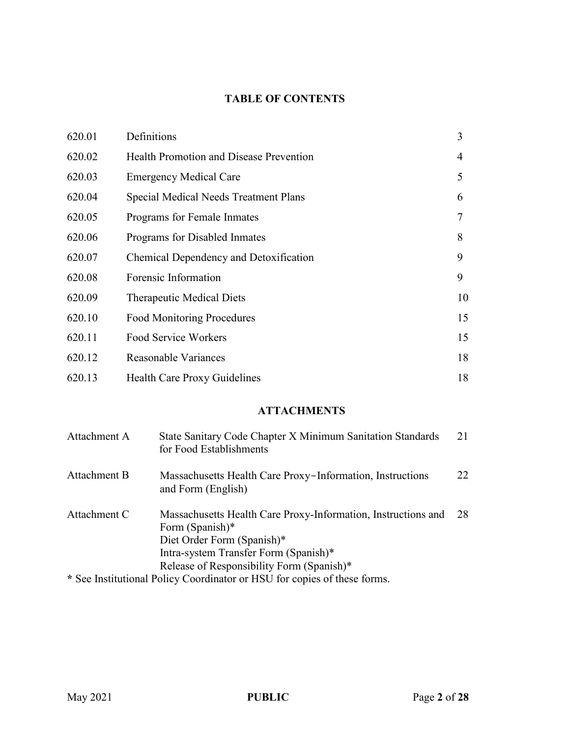## TABLE OF CONTENTS

| | | |
|---|---|---|
| 620.01 | Definitions | 3 |
| 620.02 | Health Promotion and Disease Prevention | 4 |
| 620.03 | Emergency Medical Care | 5 |
| 620.04 | Special Medical Needs Treatment Plans | 6 |
| 620.05 | Programs for Female Inmates | 7 |
| 620.06 | Programs for Disabled Inmates | 8 |
| 620.07 | Chemical Dependency and Detoxification | 9 |
| 620.08 | Forensic Information | 9 |
| 620.09 | Therapeutic Medical Diets | 10 |
| 620.10 | Food Monitoring Procedures | 15 |
| 620.11 | Food Service Workers | 15 |
| 620.12 | Reasonable Variances | 18 |
| 620.13 | Health Care Proxy Guidelines | 18 |

## ATTACHMENTS

| | | |
|---|---|---|
| Attachment A | State Sanitary Code Chapter X Minimum Sanitation Standards for Food Establishments | 21 |
| Attachment B | Massachusetts Health Care Proxy–Information, Instructions and Form (English) | 22 |
| Attachment C | Massachusetts Health Care Proxy-Information, Instructions and Form (Spanish)*<br>Diet Order Form (Spanish)*<br>Intra-system Transfer Form (Spanish)*<br>Release of Responsibility Form (Spanish)* | 28 |

* See Institutional Policy Coordinator or HSU for copies of these forms.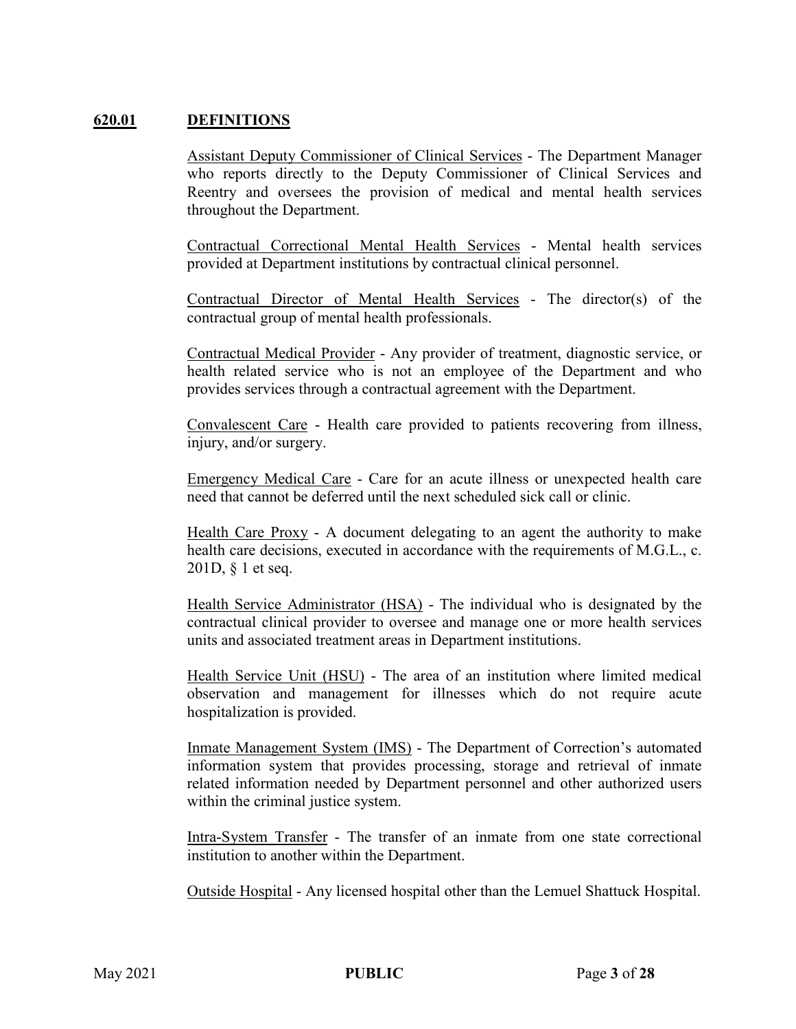## 620.01 DEFINITIONS

Assistant Deputy Commissioner of Clinical Services - The Department Manager who reports directly to the Deputy Commissioner of Clinical Services and Reentry and oversees the provision of medical and mental health services throughout the Department.

Contractual Correctional Mental Health Services - Mental health services provided at Department institutions by contractual clinical personnel.

Contractual Director of Mental Health Services - The director(s) of the contractual group of mental health professionals.

Contractual Medical Provider - Any provider of treatment, diagnostic service, or health related service who is not an employee of the Department and who provides services through a contractual agreement with the Department.

Convalescent Care - Health care provided to patients recovering from illness, injury, and/or surgery.

Emergency Medical Care - Care for an acute illness or unexpected health care need that cannot be deferred until the next scheduled sick call or clinic.

Health Care Proxy - A document delegating to an agent the authority to make health care decisions, executed in accordance with the requirements of M.G.L., c. 201D, § 1 et seq.

Health Service Administrator (HSA) - The individual who is designated by the contractual clinical provider to oversee and manage one or more health services units and associated treatment areas in Department institutions.

Health Service Unit (HSU) - The area of an institution where limited medical observation and management for illnesses which do not require acute hospitalization is provided.

Inmate Management System (IMS) - The Department of Correction's automated information system that provides processing, storage and retrieval of inmate related information needed by Department personnel and other authorized users within the criminal justice system.

Intra-System Transfer - The transfer of an inmate from one state correctional institution to another within the Department.

Outside Hospital - Any licensed hospital other than the Lemuel Shattuck Hospital.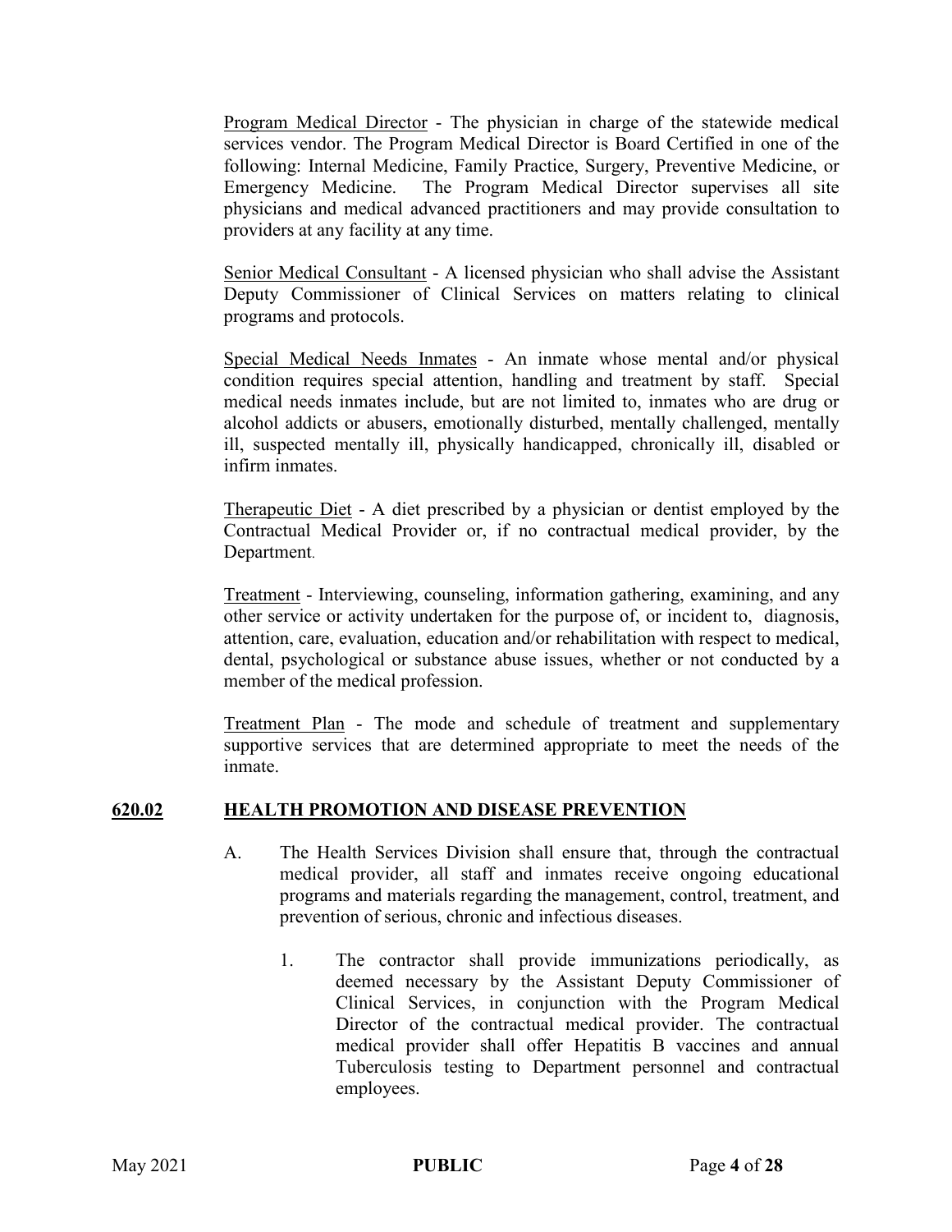<u>Program Medical Director</u> - The physician in charge of the statewide medical services vendor. The Program Medical Director is Board Certified in one of the following: Internal Medicine, Family Practice, Surgery, Preventive Medicine, or Emergency Medicine. The Program Medical Director supervises all site physicians and medical advanced practitioners and may provide consultation to providers at any facility at any time.

<u>Senior Medical Consultant</u> - A licensed physician who shall advise the Assistant Deputy Commissioner of Clinical Services on matters relating to clinical programs and protocols.

<u>Special Medical Needs Inmates</u> - An inmate whose mental and/or physical condition requires special attention, handling and treatment by staff. Special medical needs inmates include, but are not limited to, inmates who are drug or alcohol addicts or abusers, emotionally disturbed, mentally challenged, mentally ill, suspected mentally ill, physically handicapped, chronically ill, disabled or infirm inmates.

<u>Therapeutic Diet</u> - A diet prescribed by a physician or dentist employed by the Contractual Medical Provider or, if no contractual medical provider, by the Department.

<u>Treatment</u> - Interviewing, counseling, information gathering, examining, and any other service or activity undertaken for the purpose of, or incident to, diagnosis, attention, care, evaluation, education and/or rehabilitation with respect to medical, dental, psychological or substance abuse issues, whether or not conducted by a member of the medical profession.

<u>Treatment Plan</u> - The mode and schedule of treatment and supplementary supportive services that are determined appropriate to meet the needs of the inmate.

## 620.02 HEALTH PROMOTION AND DISEASE PREVENTION

A. The Health Services Division shall ensure that, through the contractual medical provider, all staff and inmates receive ongoing educational programs and materials regarding the management, control, treatment, and prevention of serious, chronic and infectious diseases.

   1. The contractor shall provide immunizations periodically, as deemed necessary by the Assistant Deputy Commissioner of Clinical Services, in conjunction with the Program Medical Director of the contractual medical provider. The contractual medical provider shall offer Hepatitis B vaccines and annual Tuberculosis testing to Department personnel and contractual employees.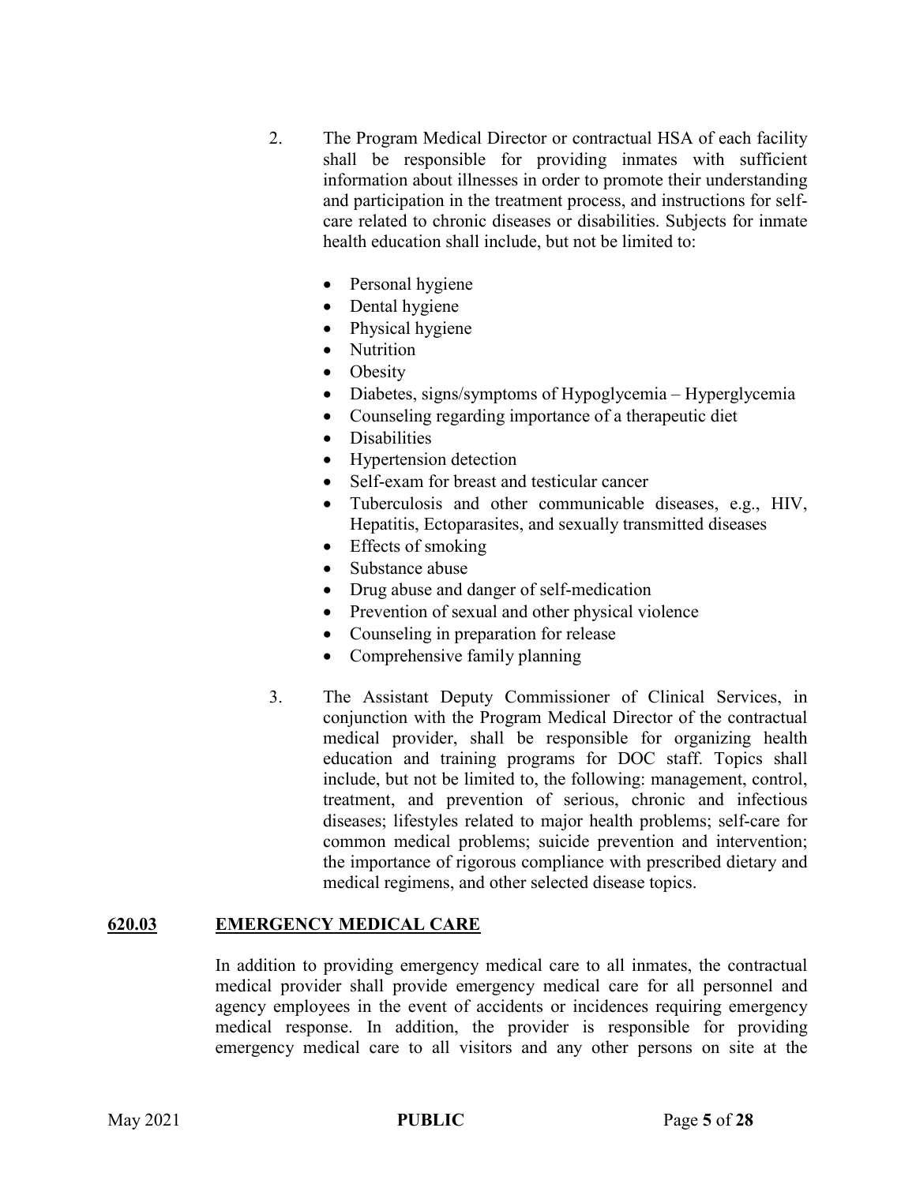2. The Program Medical Director or contractual HSA of each facility shall be responsible for providing inmates with sufficient information about illnesses in order to promote their understanding and participation in the treatment process, and instructions for self-care related to chronic diseases or disabilities. Subjects for inmate health education shall include, but not be limited to:

   - Personal hygiene
   - Dental hygiene
   - Physical hygiene
   - Nutrition
   - Obesity
   - Diabetes, signs/symptoms of Hypoglycemia – Hyperglycemia
   - Counseling regarding importance of a therapeutic diet
   - Disabilities
   - Hypertension detection
   - Self-exam for breast and testicular cancer
   - Tuberculosis and other communicable diseases, e.g., HIV, Hepatitis, Ectoparasites, and sexually transmitted diseases
   - Effects of smoking
   - Substance abuse
   - Drug abuse and danger of self-medication
   - Prevention of sexual and other physical violence
   - Counseling in preparation for release
   - Comprehensive family planning

3. The Assistant Deputy Commissioner of Clinical Services, in conjunction with the Program Medical Director of the contractual medical provider, shall be responsible for organizing health education and training programs for DOC staff. Topics shall include, but not be limited to, the following: management, control, treatment, and prevention of serious, chronic and infectious diseases; lifestyles related to major health problems; self-care for common medical problems; suicide prevention and intervention; the importance of rigorous compliance with prescribed dietary and medical regimens, and other selected disease topics.

## 620.03 EMERGENCY MEDICAL CARE

In addition to providing emergency medical care to all inmates, the contractual medical provider shall provide emergency medical care for all personnel and agency employees in the event of accidents or incidences requiring emergency medical response. In addition, the provider is responsible for providing emergency medical care to all visitors and any other persons on site at the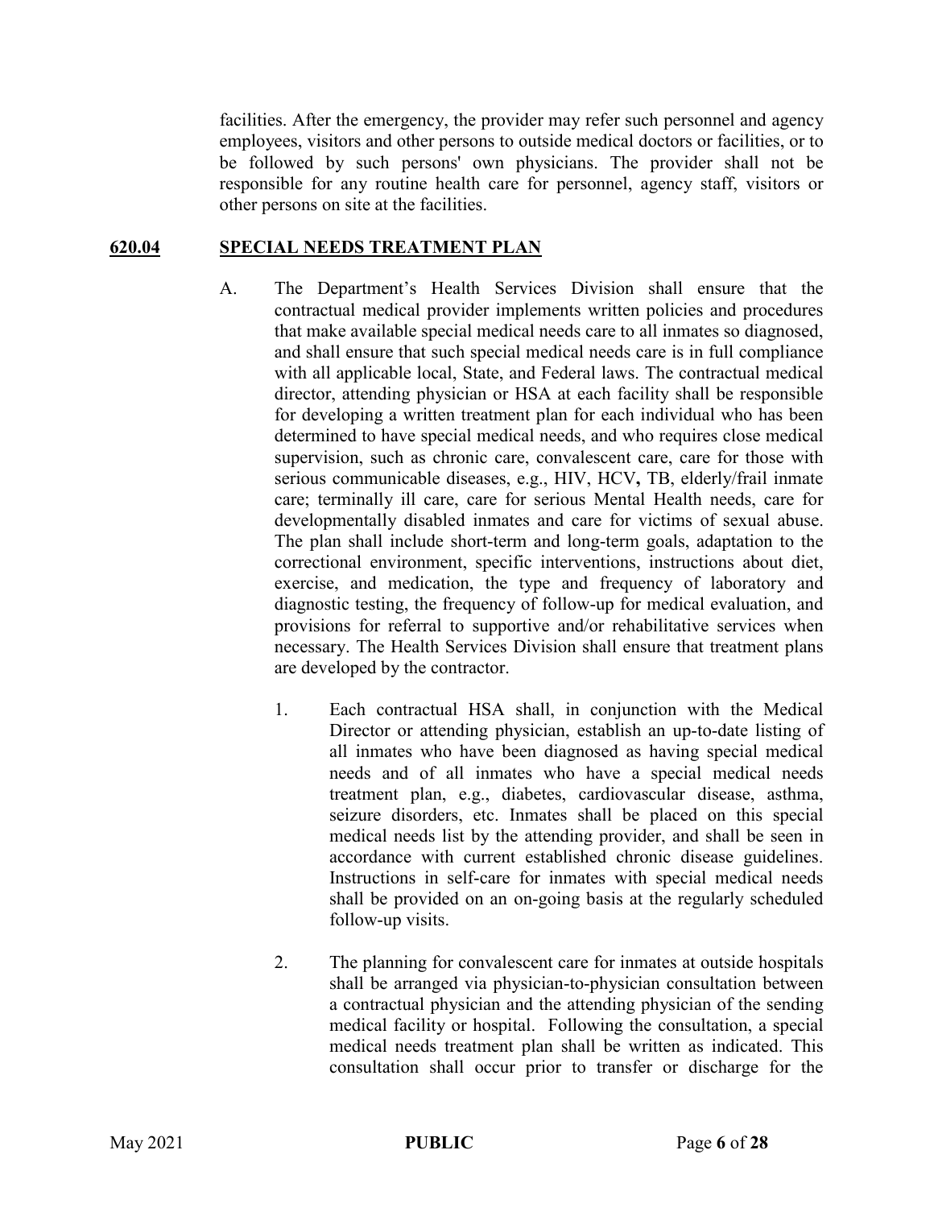facilities. After the emergency, the provider may refer such personnel and agency employees, visitors and other persons to outside medical doctors or facilities, or to be followed by such persons' own physicians. The provider shall not be responsible for any routine health care for personnel, agency staff, visitors or other persons on site at the facilities.

## 620.04 SPECIAL NEEDS TREATMENT PLAN

A. The Department's Health Services Division shall ensure that the contractual medical provider implements written policies and procedures that make available special medical needs care to all inmates so diagnosed, and shall ensure that such special medical needs care is in full compliance with all applicable local, State, and Federal laws. The contractual medical director, attending physician or HSA at each facility shall be responsible for developing a written treatment plan for each individual who has been determined to have special medical needs, and who requires close medical supervision, such as chronic care, convalescent care, care for those with serious communicable diseases, e.g., HIV, HCV**,** TB, elderly/frail inmate care; terminally ill care, care for serious Mental Health needs, care for developmentally disabled inmates and care for victims of sexual abuse. The plan shall include short-term and long-term goals, adaptation to the correctional environment, specific interventions, instructions about diet, exercise, and medication, the type and frequency of laboratory and diagnostic testing, the frequency of follow-up for medical evaluation, and provisions for referral to supportive and/or rehabilitative services when necessary. The Health Services Division shall ensure that treatment plans are developed by the contractor.

1. Each contractual HSA shall, in conjunction with the Medical Director or attending physician, establish an up-to-date listing of all inmates who have been diagnosed as having special medical needs and of all inmates who have a special medical needs treatment plan, e.g., diabetes, cardiovascular disease, asthma, seizure disorders, etc. Inmates shall be placed on this special medical needs list by the attending provider, and shall be seen in accordance with current established chronic disease guidelines. Instructions in self-care for inmates with special medical needs shall be provided on an on-going basis at the regularly scheduled follow-up visits.

2. The planning for convalescent care for inmates at outside hospitals shall be arranged via physician-to-physician consultation between a contractual physician and the attending physician of the sending medical facility or hospital. Following the consultation, a special medical needs treatment plan shall be written as indicated. This consultation shall occur prior to transfer or discharge for the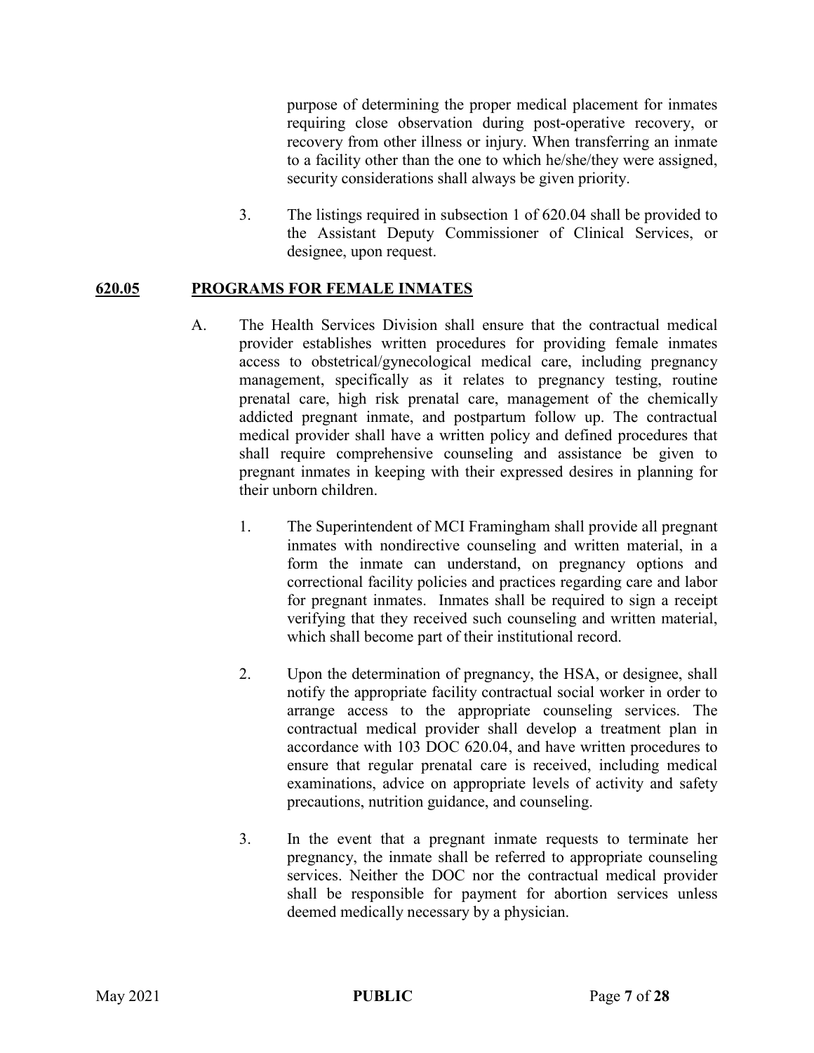purpose of determining the proper medical placement for inmates requiring close observation during post-operative recovery, or recovery from other illness or injury. When transferring an inmate to a facility other than the one to which he/she/they were assigned, security considerations shall always be given priority.

3. The listings required in subsection 1 of 620.04 shall be provided to the Assistant Deputy Commissioner of Clinical Services, or designee, upon request.

## 620.05 PROGRAMS FOR FEMALE INMATES

A. The Health Services Division shall ensure that the contractual medical provider establishes written procedures for providing female inmates access to obstetrical/gynecological medical care, including pregnancy management, specifically as it relates to pregnancy testing, routine prenatal care, high risk prenatal care, management of the chemically addicted pregnant inmate, and postpartum follow up. The contractual medical provider shall have a written policy and defined procedures that shall require comprehensive counseling and assistance be given to pregnant inmates in keeping with their expressed desires in planning for their unborn children.

1. The Superintendent of MCI Framingham shall provide all pregnant inmates with nondirective counseling and written material, in a form the inmate can understand, on pregnancy options and correctional facility policies and practices regarding care and labor for pregnant inmates. Inmates shall be required to sign a receipt verifying that they received such counseling and written material, which shall become part of their institutional record.

2. Upon the determination of pregnancy, the HSA, or designee, shall notify the appropriate facility contractual social worker in order to arrange access to the appropriate counseling services. The contractual medical provider shall develop a treatment plan in accordance with 103 DOC 620.04, and have written procedures to ensure that regular prenatal care is received, including medical examinations, advice on appropriate levels of activity and safety precautions, nutrition guidance, and counseling.

3. In the event that a pregnant inmate requests to terminate her pregnancy, the inmate shall be referred to appropriate counseling services. Neither the DOC nor the contractual medical provider shall be responsible for payment for abortion services unless deemed medically necessary by a physician.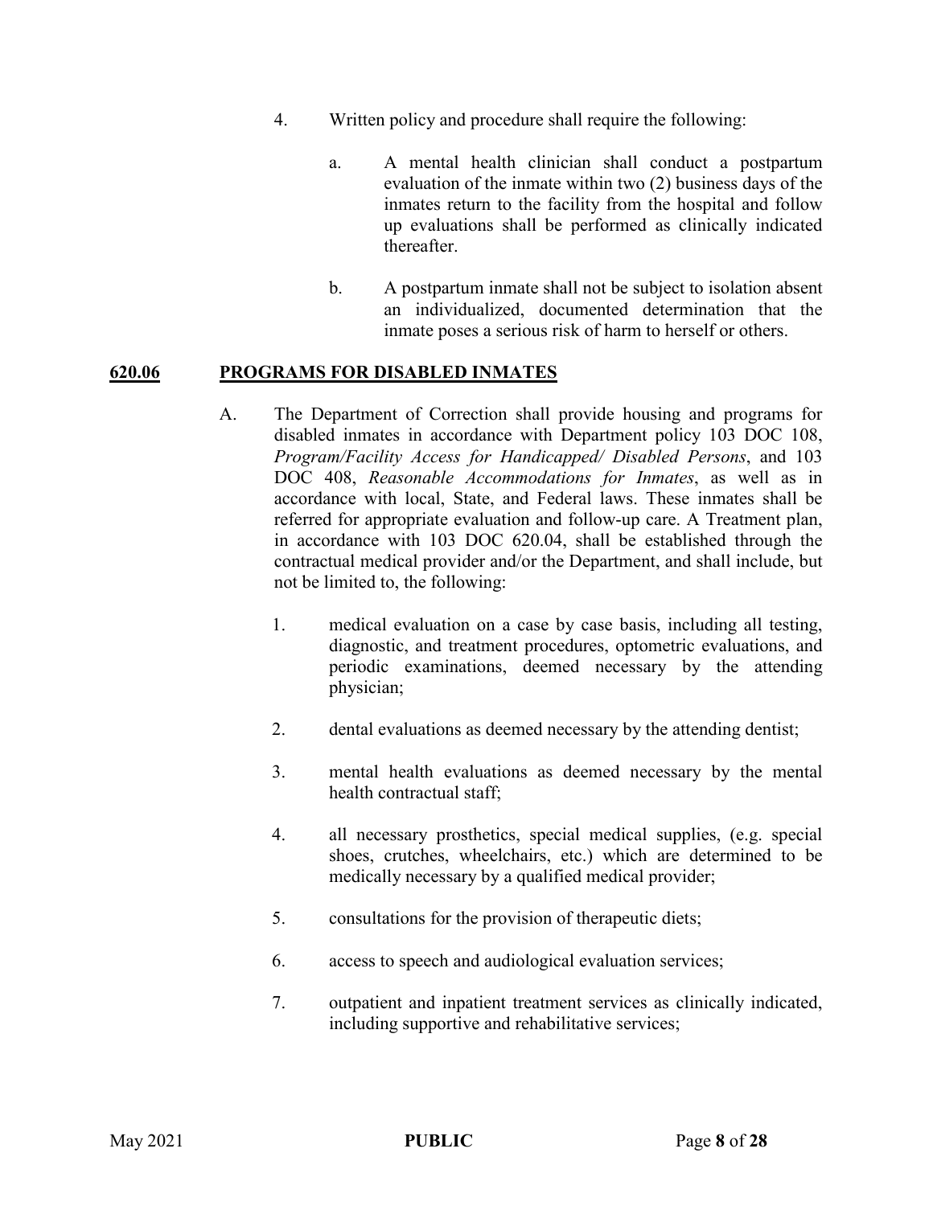4. Written policy and procedure shall require the following:

   a. A mental health clinician shall conduct a postpartum evaluation of the inmate within two (2) business days of the inmates return to the facility from the hospital and follow up evaluations shall be performed as clinically indicated thereafter.

   b. A postpartum inmate shall not be subject to isolation absent an individualized, documented determination that the inmate poses a serious risk of harm to herself or others.

## **620.06 PROGRAMS FOR DISABLED INMATES**

A. The Department of Correction shall provide housing and programs for disabled inmates in accordance with Department policy 103 DOC 108, *Program/Facility Access for Handicapped/ Disabled Persons*, and 103 DOC 408, *Reasonable Accommodations for Inmates*, as well as in accordance with local, State, and Federal laws. These inmates shall be referred for appropriate evaluation and follow-up care. A Treatment plan, in accordance with 103 DOC 620.04, shall be established through the contractual medical provider and/or the Department, and shall include, but not be limited to, the following:

   1. medical evaluation on a case by case basis, including all testing, diagnostic, and treatment procedures, optometric evaluations, and periodic examinations, deemed necessary by the attending physician;

   2. dental evaluations as deemed necessary by the attending dentist;

   3. mental health evaluations as deemed necessary by the mental health contractual staff;

   4. all necessary prosthetics, special medical supplies, (e.g. special shoes, crutches, wheelchairs, etc.) which are determined to be medically necessary by a qualified medical provider;

   5. consultations for the provision of therapeutic diets;

   6. access to speech and audiological evaluation services;

   7. outpatient and inpatient treatment services as clinically indicated, including supportive and rehabilitative services;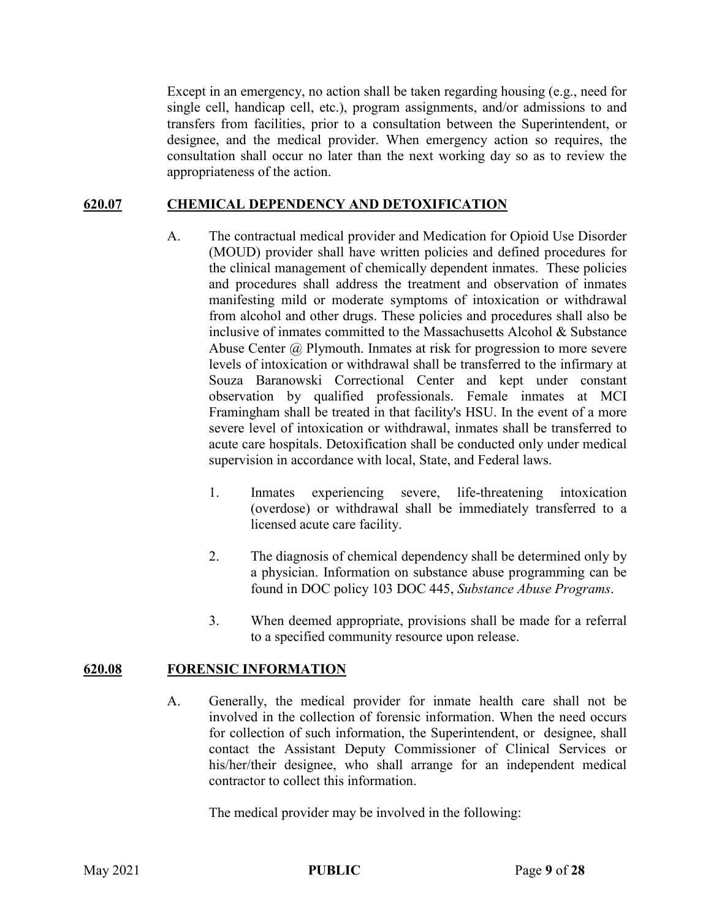Except in an emergency, no action shall be taken regarding housing (e.g., need for single cell, handicap cell, etc.), program assignments, and/or admissions to and transfers from facilities, prior to a consultation between the Superintendent, or designee, and the medical provider. When emergency action so requires, the consultation shall occur no later than the next working day so as to review the appropriateness of the action.

## 620.07 CHEMICAL DEPENDENCY AND DETOXIFICATION

A. The contractual medical provider and Medication for Opioid Use Disorder (MOUD) provider shall have written policies and defined procedures for the clinical management of chemically dependent inmates. These policies and procedures shall address the treatment and observation of inmates manifesting mild or moderate symptoms of intoxication or withdrawal from alcohol and other drugs. These policies and procedures shall also be inclusive of inmates committed to the Massachusetts Alcohol & Substance Abuse Center @ Plymouth. Inmates at risk for progression to more severe levels of intoxication or withdrawal shall be transferred to the infirmary at Souza Baranowski Correctional Center and kept under constant observation by qualified professionals. Female inmates at MCI Framingham shall be treated in that facility's HSU. In the event of a more severe level of intoxication or withdrawal, inmates shall be transferred to acute care hospitals. Detoxification shall be conducted only under medical supervision in accordance with local, State, and Federal laws.

1. Inmates experiencing severe, life-threatening intoxication (overdose) or withdrawal shall be immediately transferred to a licensed acute care facility.

2. The diagnosis of chemical dependency shall be determined only by a physician. Information on substance abuse programming can be found in DOC policy 103 DOC 445, *Substance Abuse Programs*.

3. When deemed appropriate, provisions shall be made for a referral to a specified community resource upon release.

## 620.08 FORENSIC INFORMATION

A. Generally, the medical provider for inmate health care shall not be involved in the collection of forensic information. When the need occurs for collection of such information, the Superintendent, or designee, shall contact the Assistant Deputy Commissioner of Clinical Services or his/her/their designee, who shall arrange for an independent medical contractor to collect this information.

The medical provider may be involved in the following: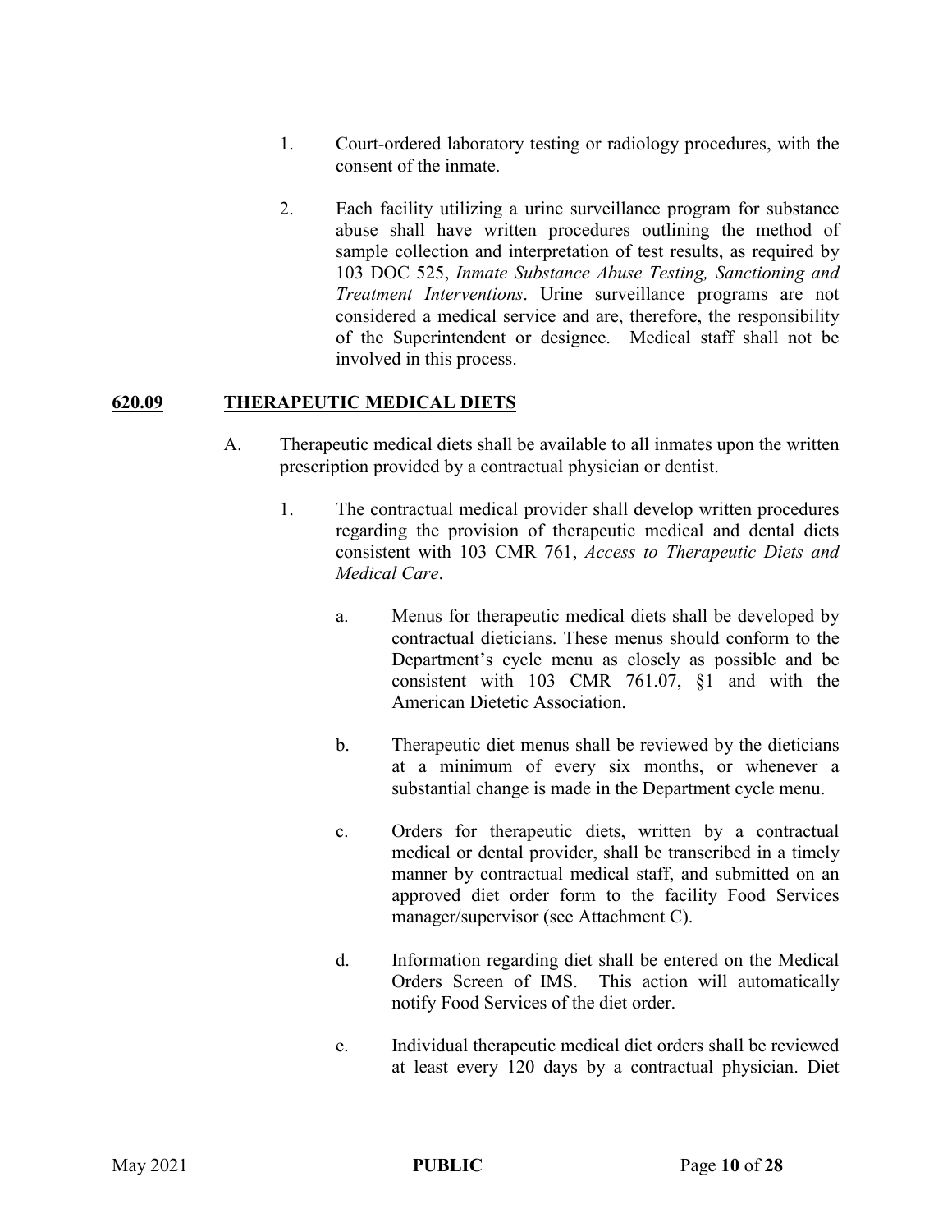1. Court-ordered laboratory testing or radiology procedures, with the consent of the inmate.

2. Each facility utilizing a urine surveillance program for substance abuse shall have written procedures outlining the method of sample collection and interpretation of test results, as required by 103 DOC 525, *Inmate Substance Abuse Testing, Sanctioning and Treatment Interventions*. Urine surveillance programs are not considered a medical service and are, therefore, the responsibility of the Superintendent or designee. Medical staff shall not be involved in this process.

## 620.09 THERAPEUTIC MEDICAL DIETS

A. Therapeutic medical diets shall be available to all inmates upon the written prescription provided by a contractual physician or dentist.

   1. The contractual medical provider shall develop written procedures regarding the provision of therapeutic medical and dental diets consistent with 103 CMR 761, *Access to Therapeutic Diets and Medical Care*.

      a. Menus for therapeutic medical diets shall be developed by contractual dieticians. These menus should conform to the Department's cycle menu as closely as possible and be consistent with 103 CMR 761.07, §1 and with the American Dietetic Association.

      b. Therapeutic diet menus shall be reviewed by the dieticians at a minimum of every six months, or whenever a substantial change is made in the Department cycle menu.

      c. Orders for therapeutic diets, written by a contractual medical or dental provider, shall be transcribed in a timely manner by contractual medical staff, and submitted on an approved diet order form to the facility Food Services manager/supervisor (see Attachment C).

      d. Information regarding diet shall be entered on the Medical Orders Screen of IMS. This action will automatically notify Food Services of the diet order.

      e. Individual therapeutic medical diet orders shall be reviewed at least every 120 days by a contractual physician. Diet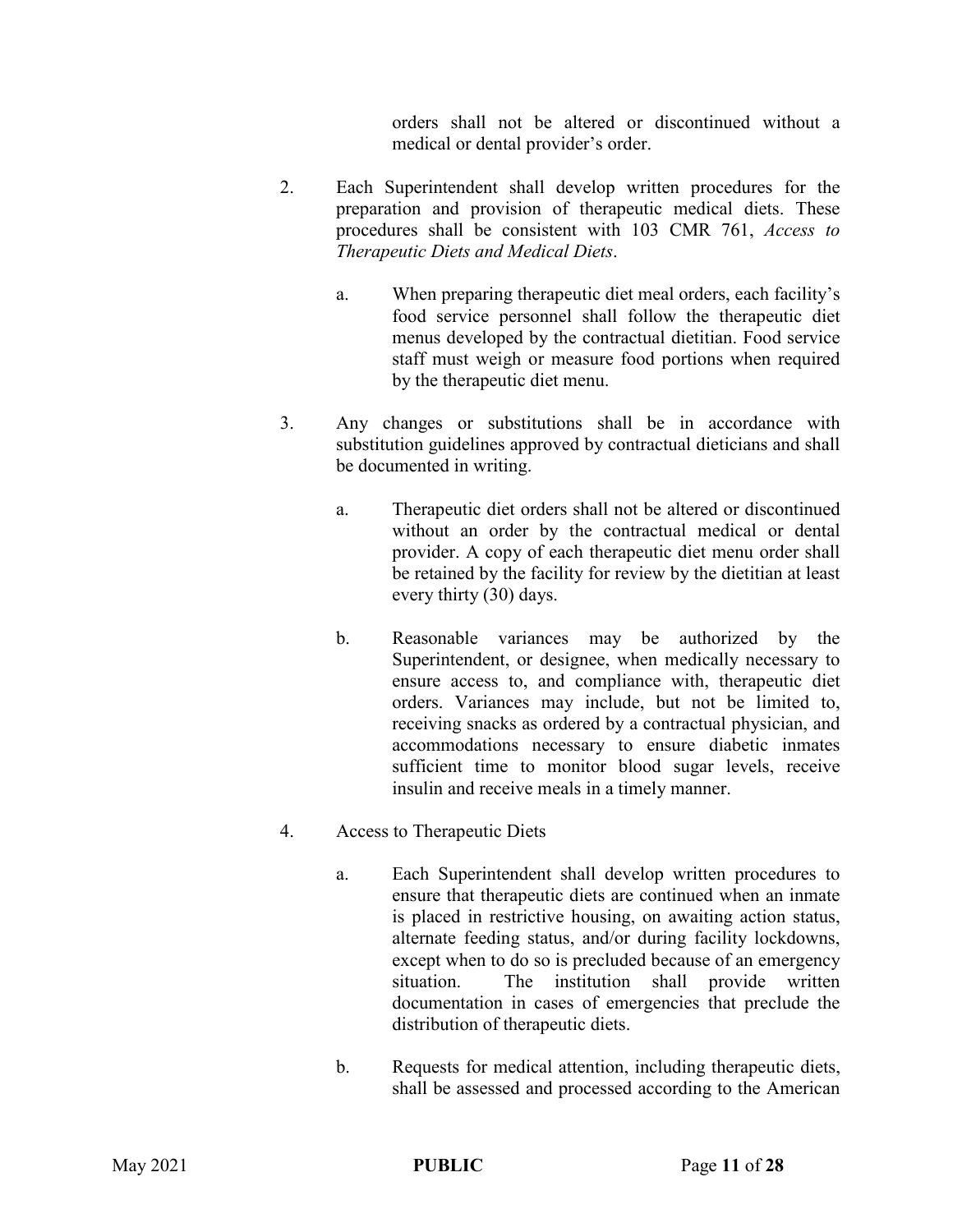orders shall not be altered or discontinued without a medical or dental provider's order.

2. Each Superintendent shall develop written procedures for the preparation and provision of therapeutic medical diets. These procedures shall be consistent with 103 CMR 761, *Access to Therapeutic Diets and Medical Diets*.

   a. When preparing therapeutic diet meal orders, each facility's food service personnel shall follow the therapeutic diet menus developed by the contractual dietitian. Food service staff must weigh or measure food portions when required by the therapeutic diet menu.

3. Any changes or substitutions shall be in accordance with substitution guidelines approved by contractual dieticians and shall be documented in writing.

   a. Therapeutic diet orders shall not be altered or discontinued without an order by the contractual medical or dental provider. A copy of each therapeutic diet menu order shall be retained by the facility for review by the dietitian at least every thirty (30) days.

   b. Reasonable variances may be authorized by the Superintendent, or designee, when medically necessary to ensure access to, and compliance with, therapeutic diet orders. Variances may include, but not be limited to, receiving snacks as ordered by a contractual physician, and accommodations necessary to ensure diabetic inmates sufficient time to monitor blood sugar levels, receive insulin and receive meals in a timely manner.

4. Access to Therapeutic Diets

   a. Each Superintendent shall develop written procedures to ensure that therapeutic diets are continued when an inmate is placed in restrictive housing, on awaiting action status, alternate feeding status, and/or during facility lockdowns, except when to do so is precluded because of an emergency situation. The institution shall provide written documentation in cases of emergencies that preclude the distribution of therapeutic diets.

   b. Requests for medical attention, including therapeutic diets, shall be assessed and processed according to the American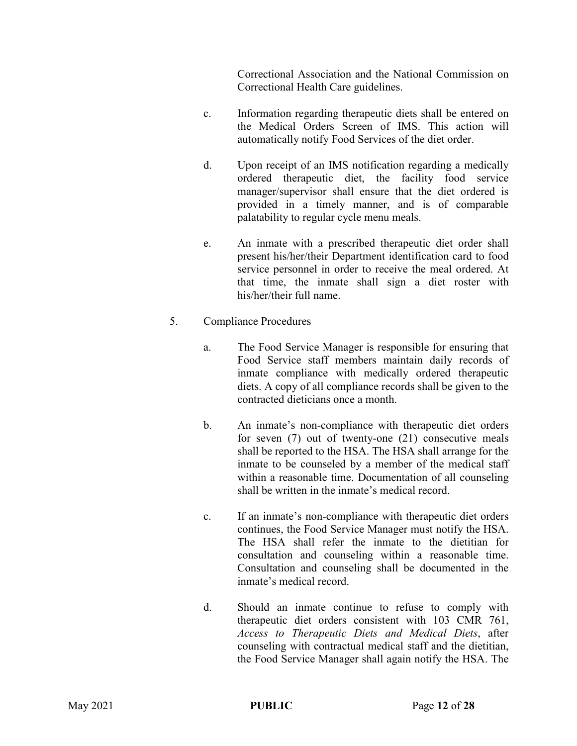Correctional Association and the National Commission on Correctional Health Care guidelines.

c. Information regarding therapeutic diets shall be entered on the Medical Orders Screen of IMS. This action will automatically notify Food Services of the diet order.

d. Upon receipt of an IMS notification regarding a medically ordered therapeutic diet, the facility food service manager/supervisor shall ensure that the diet ordered is provided in a timely manner, and is of comparable palatability to regular cycle menu meals.

e. An inmate with a prescribed therapeutic diet order shall present his/her/their Department identification card to food service personnel in order to receive the meal ordered. At that time, the inmate shall sign a diet roster with his/her/their full name.

5. Compliance Procedures

a. The Food Service Manager is responsible for ensuring that Food Service staff members maintain daily records of inmate compliance with medically ordered therapeutic diets. A copy of all compliance records shall be given to the contracted dieticians once a month.

b. An inmate's non-compliance with therapeutic diet orders for seven (7) out of twenty-one (21) consecutive meals shall be reported to the HSA. The HSA shall arrange for the inmate to be counseled by a member of the medical staff within a reasonable time. Documentation of all counseling shall be written in the inmate's medical record.

c. If an inmate's non-compliance with therapeutic diet orders continues, the Food Service Manager must notify the HSA. The HSA shall refer the inmate to the dietitian for consultation and counseling within a reasonable time. Consultation and counseling shall be documented in the inmate's medical record.

d. Should an inmate continue to refuse to comply with therapeutic diet orders consistent with 103 CMR 761, *Access to Therapeutic Diets and Medical Diets*, after counseling with contractual medical staff and the dietitian, the Food Service Manager shall again notify the HSA. The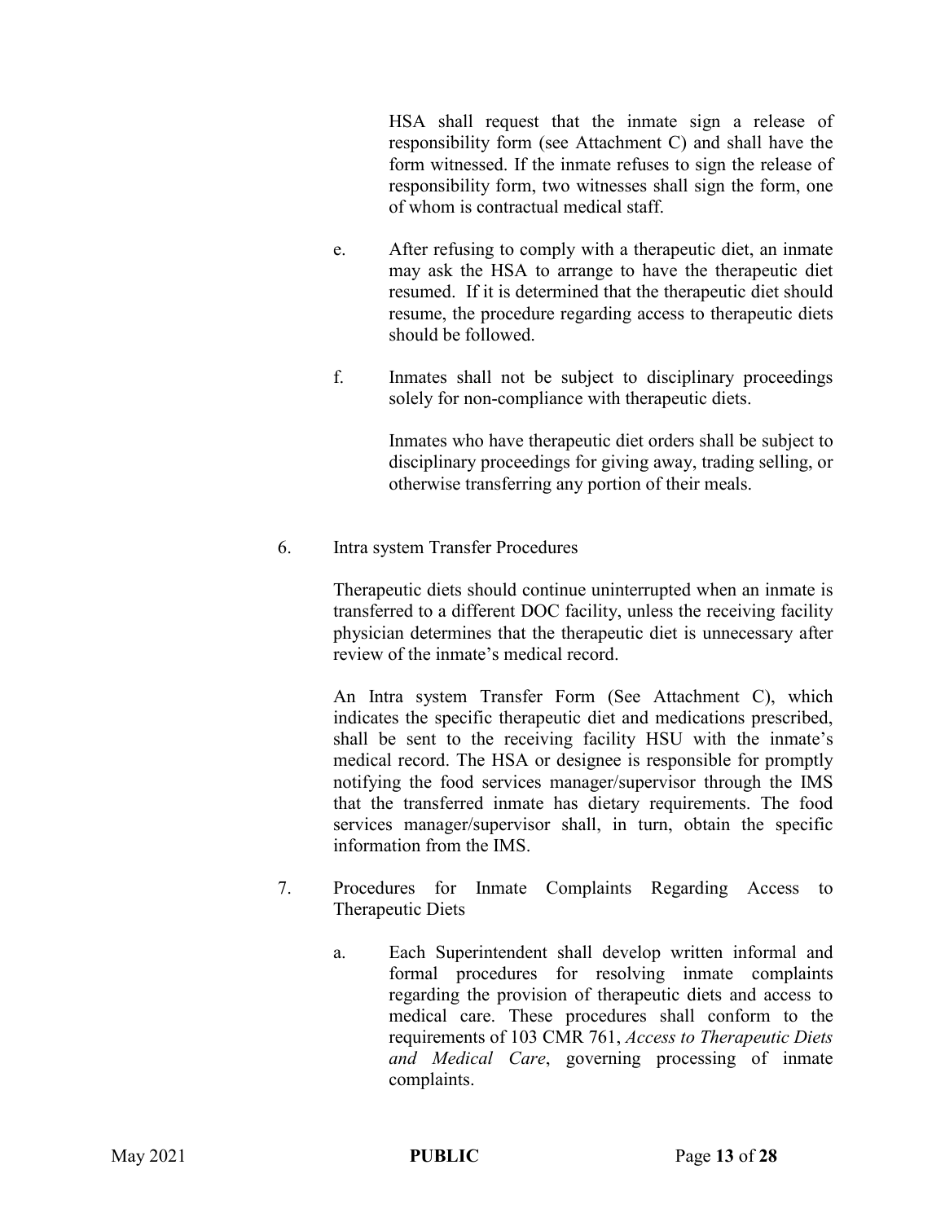HSA shall request that the inmate sign a release of responsibility form (see Attachment C) and shall have the form witnessed. If the inmate refuses to sign the release of responsibility form, two witnesses shall sign the form, one of whom is contractual medical staff.

e. After refusing to comply with a therapeutic diet, an inmate may ask the HSA to arrange to have the therapeutic diet resumed. If it is determined that the therapeutic diet should resume, the procedure regarding access to therapeutic diets should be followed.

f. Inmates shall not be subject to disciplinary proceedings solely for non-compliance with therapeutic diets.

   Inmates who have therapeutic diet orders shall be subject to disciplinary proceedings for giving away, trading selling, or otherwise transferring any portion of their meals.

6. Intra system Transfer Procedures

   Therapeutic diets should continue uninterrupted when an inmate is transferred to a different DOC facility, unless the receiving facility physician determines that the therapeutic diet is unnecessary after review of the inmate's medical record.

   An Intra system Transfer Form (See Attachment C), which indicates the specific therapeutic diet and medications prescribed, shall be sent to the receiving facility HSU with the inmate's medical record. The HSA or designee is responsible for promptly notifying the food services manager/supervisor through the IMS that the transferred inmate has dietary requirements. The food services manager/supervisor shall, in turn, obtain the specific information from the IMS.

7. Procedures for Inmate Complaints Regarding Access to Therapeutic Diets

   a. Each Superintendent shall develop written informal and formal procedures for resolving inmate complaints regarding the provision of therapeutic diets and access to medical care. These procedures shall conform to the requirements of 103 CMR 761, *Access to Therapeutic Diets and Medical Care*, governing processing of inmate complaints.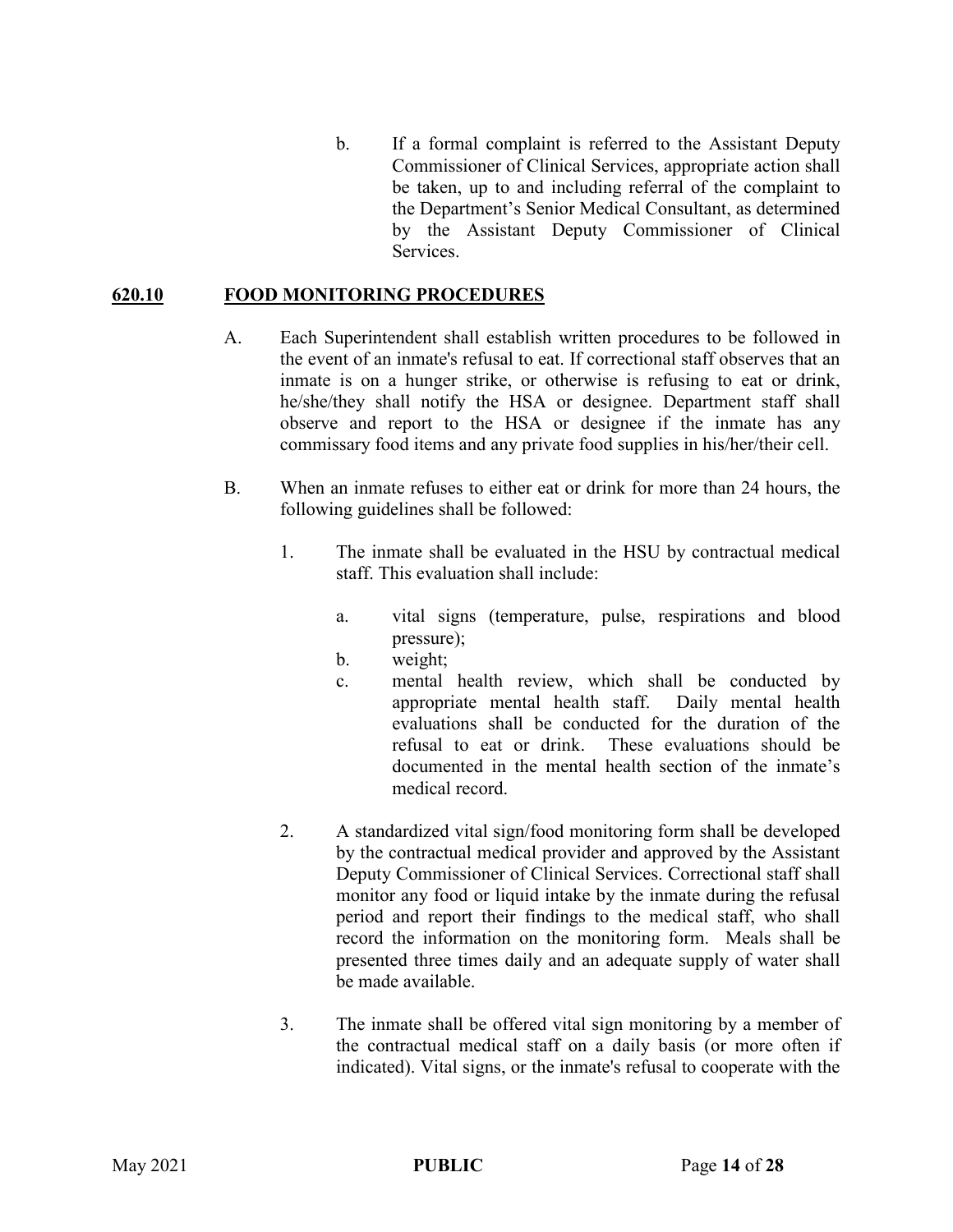b. If a formal complaint is referred to the Assistant Deputy Commissioner of Clinical Services, appropriate action shall be taken, up to and including referral of the complaint to the Department's Senior Medical Consultant, as determined by the Assistant Deputy Commissioner of Clinical Services.

## 620.10 FOOD MONITORING PROCEDURES

A. Each Superintendent shall establish written procedures to be followed in the event of an inmate's refusal to eat. If correctional staff observes that an inmate is on a hunger strike, or otherwise is refusing to eat or drink, he/she/they shall notify the HSA or designee. Department staff shall observe and report to the HSA or designee if the inmate has any commissary food items and any private food supplies in his/her/their cell.

B. When an inmate refuses to either eat or drink for more than 24 hours, the following guidelines shall be followed:

1. The inmate shall be evaluated in the HSU by contractual medical staff. This evaluation shall include:

   a. vital signs (temperature, pulse, respirations and blood pressure);

   b. weight;

   c. mental health review, which shall be conducted by appropriate mental health staff. Daily mental health evaluations shall be conducted for the duration of the refusal to eat or drink. These evaluations should be documented in the mental health section of the inmate's medical record.

2. A standardized vital sign/food monitoring form shall be developed by the contractual medical provider and approved by the Assistant Deputy Commissioner of Clinical Services. Correctional staff shall monitor any food or liquid intake by the inmate during the refusal period and report their findings to the medical staff, who shall record the information on the monitoring form. Meals shall be presented three times daily and an adequate supply of water shall be made available.

3. The inmate shall be offered vital sign monitoring by a member of the contractual medical staff on a daily basis (or more often if indicated). Vital signs, or the inmate's refusal to cooperate with the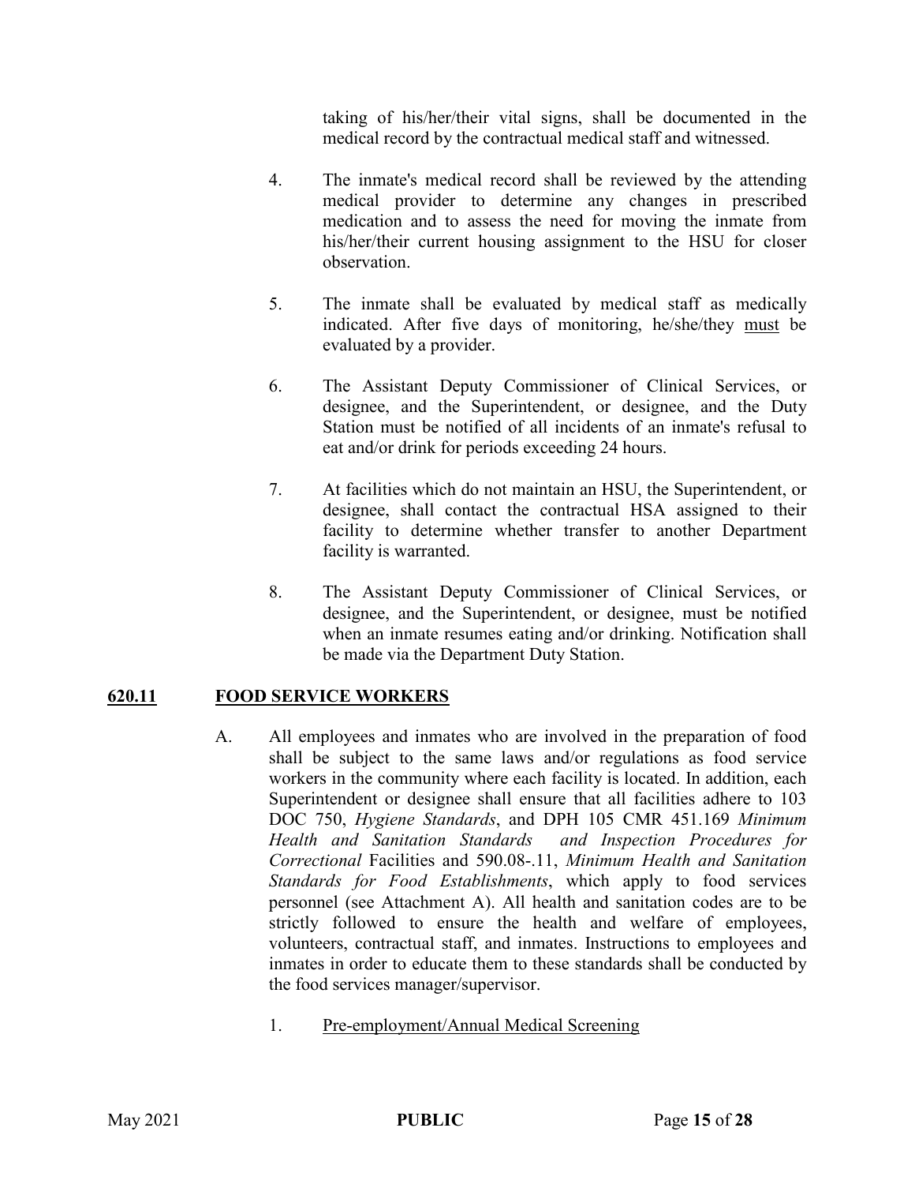taking of his/her/their vital signs, shall be documented in the medical record by the contractual medical staff and witnessed.

4. The inmate's medical record shall be reviewed by the attending medical provider to determine any changes in prescribed medication and to assess the need for moving the inmate from his/her/their current housing assignment to the HSU for closer observation.

5. The inmate shall be evaluated by medical staff as medically indicated. After five days of monitoring, he/she/they <u>must</u> be evaluated by a provider.

6. The Assistant Deputy Commissioner of Clinical Services, or designee, and the Superintendent, or designee, and the Duty Station must be notified of all incidents of an inmate's refusal to eat and/or drink for periods exceeding 24 hours.

7. At facilities which do not maintain an HSU, the Superintendent, or designee, shall contact the contractual HSA assigned to their facility to determine whether transfer to another Department facility is warranted.

8. The Assistant Deputy Commissioner of Clinical Services, or designee, and the Superintendent, or designee, must be notified when an inmate resumes eating and/or drinking. Notification shall be made via the Department Duty Station.

## 620.11 FOOD SERVICE WORKERS

A. All employees and inmates who are involved in the preparation of food shall be subject to the same laws and/or regulations as food service workers in the community where each facility is located. In addition, each Superintendent or designee shall ensure that all facilities adhere to 103 DOC 750, *Hygiene Standards*, and DPH 105 CMR 451.169 *Minimum Health and Sanitation Standards and Inspection Procedures for Correctional* Facilities and 590.08-.11, *Minimum Health and Sanitation Standards for Food Establishments*, which apply to food services personnel (see Attachment A). All health and sanitation codes are to be strictly followed to ensure the health and welfare of employees, volunteers, contractual staff, and inmates. Instructions to employees and inmates in order to educate them to these standards shall be conducted by the food services manager/supervisor.

1. <u>Pre-employment/Annual Medical Screening</u>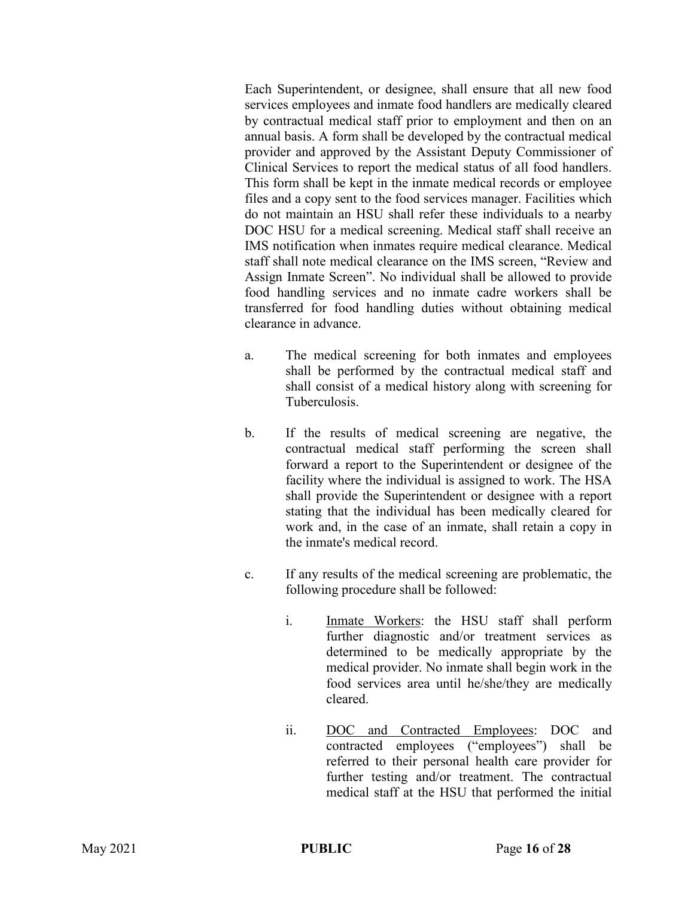Each Superintendent, or designee, shall ensure that all new food services employees and inmate food handlers are medically cleared by contractual medical staff prior to employment and then on an annual basis. A form shall be developed by the contractual medical provider and approved by the Assistant Deputy Commissioner of Clinical Services to report the medical status of all food handlers. This form shall be kept in the inmate medical records or employee files and a copy sent to the food services manager. Facilities which do not maintain an HSU shall refer these individuals to a nearby DOC HSU for a medical screening. Medical staff shall receive an IMS notification when inmates require medical clearance. Medical staff shall note medical clearance on the IMS screen, "Review and Assign Inmate Screen". No individual shall be allowed to provide food handling services and no inmate cadre workers shall be transferred for food handling duties without obtaining medical clearance in advance.

a. The medical screening for both inmates and employees shall be performed by the contractual medical staff and shall consist of a medical history along with screening for Tuberculosis.

b. If the results of medical screening are negative, the contractual medical staff performing the screen shall forward a report to the Superintendent or designee of the facility where the individual is assigned to work. The HSA shall provide the Superintendent or designee with a report stating that the individual has been medically cleared for work and, in the case of an inmate, shall retain a copy in the inmate's medical record.

c. If any results of the medical screening are problematic, the following procedure shall be followed:

   i. Inmate Workers: the HSU staff shall perform further diagnostic and/or treatment services as determined to be medically appropriate by the medical provider. No inmate shall begin work in the food services area until he/she/they are medically cleared.

   ii. DOC and Contracted Employees: DOC and contracted employees ("employees") shall be referred to their personal health care provider for further testing and/or treatment. The contractual medical staff at the HSU that performed the initial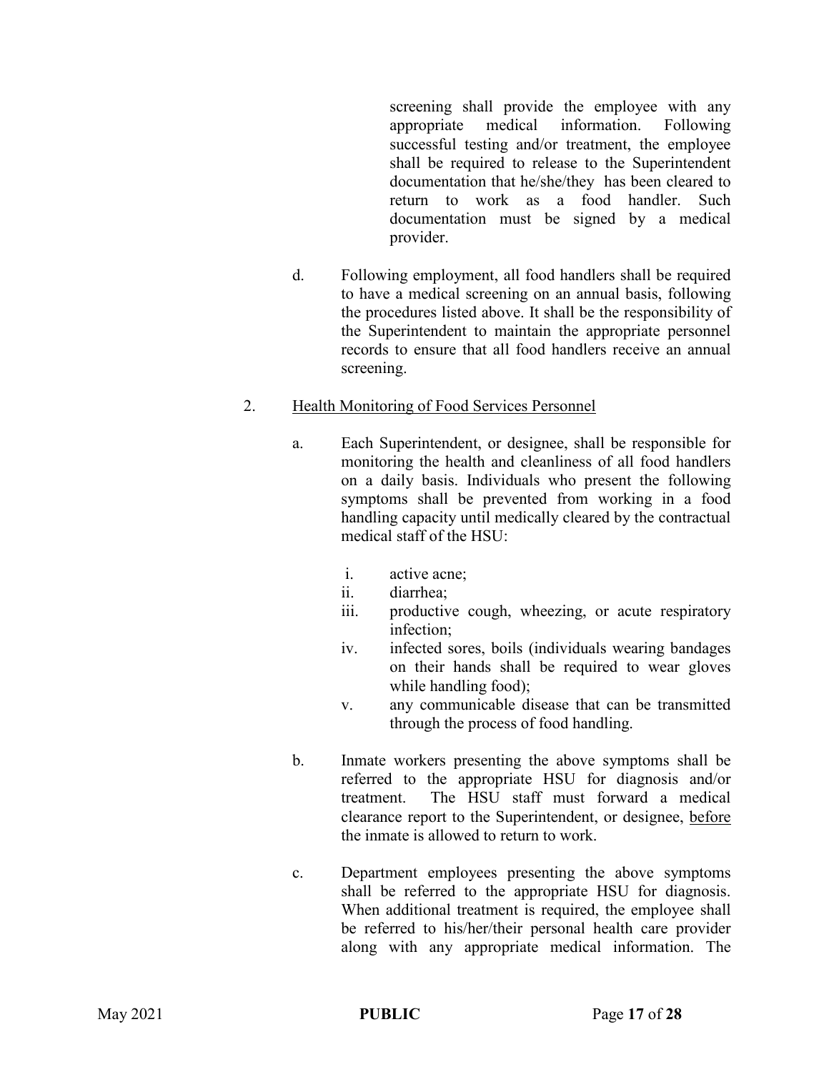screening shall provide the employee with any appropriate medical information. Following successful testing and/or treatment, the employee shall be required to release to the Superintendent documentation that he/she/they has been cleared to return to work as a food handler. Such documentation must be signed by a medical provider.

d. Following employment, all food handlers shall be required to have a medical screening on an annual basis, following the procedures listed above. It shall be the responsibility of the Superintendent to maintain the appropriate personnel records to ensure that all food handlers receive an annual screening.

2. <u>Health Monitoring of Food Services Personnel</u>

   a. Each Superintendent, or designee, shall be responsible for monitoring the health and cleanliness of all food handlers on a daily basis. Individuals who present the following symptoms shall be prevented from working in a food handling capacity until medically cleared by the contractual medical staff of the HSU:

      i. active acne;
      ii. diarrhea;
      iii. productive cough, wheezing, or acute respiratory infection;
      iv. infected sores, boils (individuals wearing bandages on their hands shall be required to wear gloves while handling food);
      v. any communicable disease that can be transmitted through the process of food handling.

   b. Inmate workers presenting the above symptoms shall be referred to the appropriate HSU for diagnosis and/or treatment. The HSU staff must forward a medical clearance report to the Superintendent, or designee, <u>before</u> the inmate is allowed to return to work.

   c. Department employees presenting the above symptoms shall be referred to the appropriate HSU for diagnosis. When additional treatment is required, the employee shall be referred to his/her/their personal health care provider along with any appropriate medical information. The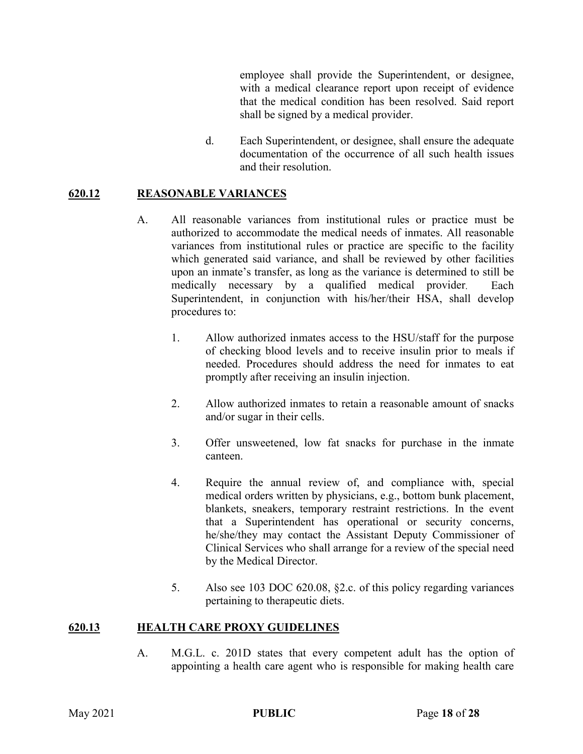employee shall provide the Superintendent, or designee, with a medical clearance report upon receipt of evidence that the medical condition has been resolved. Said report shall be signed by a medical provider.

d. Each Superintendent, or designee, shall ensure the adequate documentation of the occurrence of all such health issues and their resolution.

## 620.12 REASONABLE VARIANCES

A. All reasonable variances from institutional rules or practice must be authorized to accommodate the medical needs of inmates. All reasonable variances from institutional rules or practice are specific to the facility which generated said variance, and shall be reviewed by other facilities upon an inmate's transfer, as long as the variance is determined to still be medically necessary by a qualified medical provider. Each Superintendent, in conjunction with his/her/their HSA, shall develop procedures to:

1. Allow authorized inmates access to the HSU/staff for the purpose of checking blood levels and to receive insulin prior to meals if needed. Procedures should address the need for inmates to eat promptly after receiving an insulin injection.

2. Allow authorized inmates to retain a reasonable amount of snacks and/or sugar in their cells.

3. Offer unsweetened, low fat snacks for purchase in the inmate canteen.

4. Require the annual review of, and compliance with, special medical orders written by physicians, e.g., bottom bunk placement, blankets, sneakers, temporary restraint restrictions. In the event that a Superintendent has operational or security concerns, he/she/they may contact the Assistant Deputy Commissioner of Clinical Services who shall arrange for a review of the special need by the Medical Director.

5. Also see 103 DOC 620.08, §2.c. of this policy regarding variances pertaining to therapeutic diets.

## 620.13 HEALTH CARE PROXY GUIDELINES

A. M.G.L. c. 201D states that every competent adult has the option of appointing a health care agent who is responsible for making health care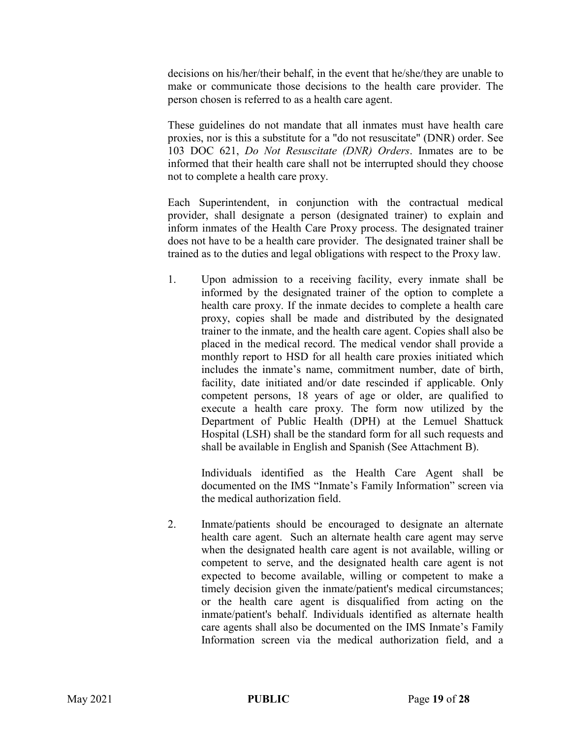decisions on his/her/their behalf, in the event that he/she/they are unable to make or communicate those decisions to the health care provider. The person chosen is referred to as a health care agent.

These guidelines do not mandate that all inmates must have health care proxies, nor is this a substitute for a "do not resuscitate" (DNR) order. See 103 DOC 621, *Do Not Resuscitate (DNR) Orders*. Inmates are to be informed that their health care shall not be interrupted should they choose not to complete a health care proxy.

Each Superintendent, in conjunction with the contractual medical provider, shall designate a person (designated trainer) to explain and inform inmates of the Health Care Proxy process. The designated trainer does not have to be a health care provider. The designated trainer shall be trained as to the duties and legal obligations with respect to the Proxy law.

1. Upon admission to a receiving facility, every inmate shall be informed by the designated trainer of the option to complete a health care proxy. If the inmate decides to complete a health care proxy, copies shall be made and distributed by the designated trainer to the inmate, and the health care agent. Copies shall also be placed in the medical record. The medical vendor shall provide a monthly report to HSD for all health care proxies initiated which includes the inmate's name, commitment number, date of birth, facility, date initiated and/or date rescinded if applicable. Only competent persons, 18 years of age or older, are qualified to execute a health care proxy. The form now utilized by the Department of Public Health (DPH) at the Lemuel Shattuck Hospital (LSH) shall be the standard form for all such requests and shall be available in English and Spanish (See Attachment B).

   Individuals identified as the Health Care Agent shall be documented on the IMS "Inmate's Family Information" screen via the medical authorization field.

2. Inmate/patients should be encouraged to designate an alternate health care agent. Such an alternate health care agent may serve when the designated health care agent is not available, willing or competent to serve, and the designated health care agent is not expected to become available, willing or competent to make a timely decision given the inmate/patient's medical circumstances; or the health care agent is disqualified from acting on the inmate/patient's behalf. Individuals identified as alternate health care agents shall also be documented on the IMS Inmate's Family Information screen via the medical authorization field, and a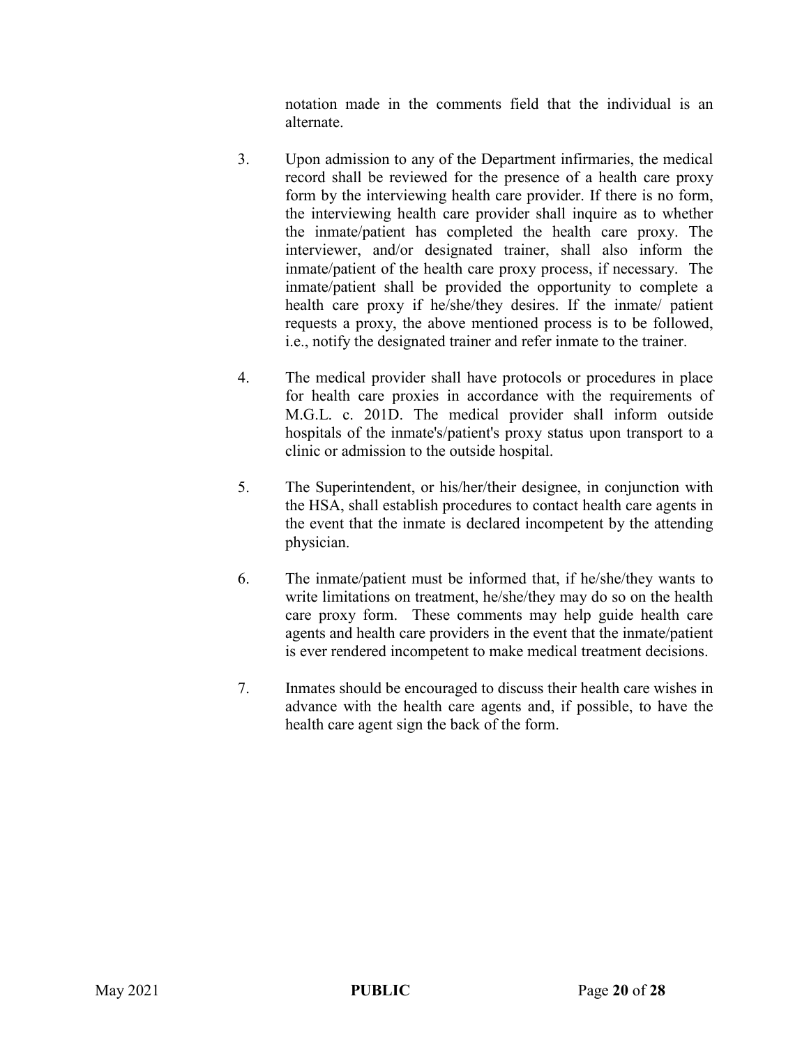notation made in the comments field that the individual is an alternate.

3. Upon admission to any of the Department infirmaries, the medical record shall be reviewed for the presence of a health care proxy form by the interviewing health care provider. If there is no form, the interviewing health care provider shall inquire as to whether the inmate/patient has completed the health care proxy. The interviewer, and/or designated trainer, shall also inform the inmate/patient of the health care proxy process, if necessary. The inmate/patient shall be provided the opportunity to complete a health care proxy if he/she/they desires. If the inmate/ patient requests a proxy, the above mentioned process is to be followed, i.e., notify the designated trainer and refer inmate to the trainer.

4. The medical provider shall have protocols or procedures in place for health care proxies in accordance with the requirements of M.G.L. c. 201D. The medical provider shall inform outside hospitals of the inmate's/patient's proxy status upon transport to a clinic or admission to the outside hospital.

5. The Superintendent, or his/her/their designee, in conjunction with the HSA, shall establish procedures to contact health care agents in the event that the inmate is declared incompetent by the attending physician.

6. The inmate/patient must be informed that, if he/she/they wants to write limitations on treatment, he/she/they may do so on the health care proxy form. These comments may help guide health care agents and health care providers in the event that the inmate/patient is ever rendered incompetent to make medical treatment decisions.

7. Inmates should be encouraged to discuss their health care wishes in advance with the health care agents and, if possible, to have the health care agent sign the back of the form.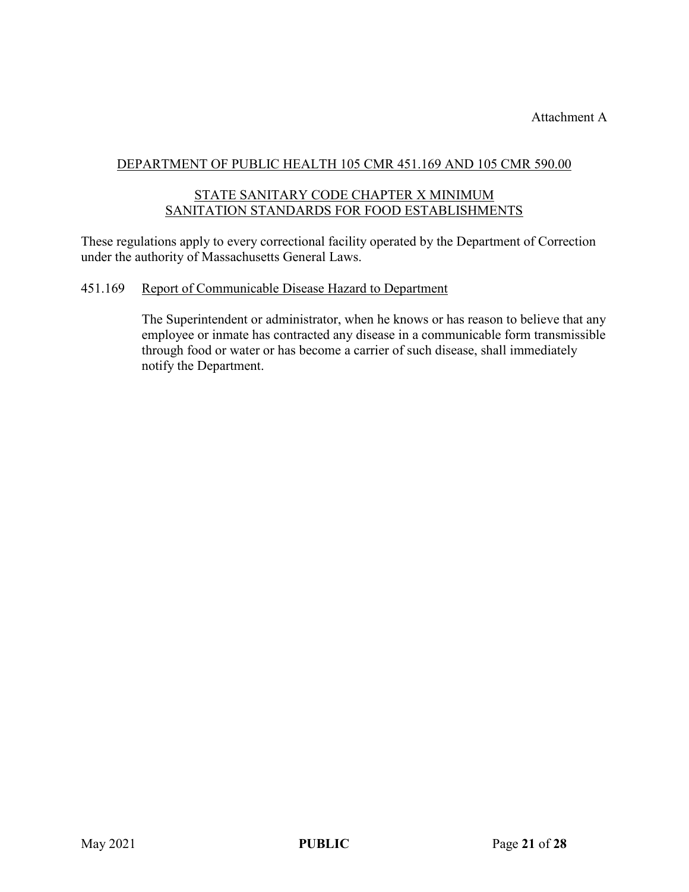Attachment A

## DEPARTMENT OF PUBLIC HEALTH 105 CMR 451.169 AND 105 CMR 590.00

## STATE SANITARY CODE CHAPTER X MINIMUM SANITATION STANDARDS FOR FOOD ESTABLISHMENTS

These regulations apply to every correctional facility operated by the Department of Correction under the authority of Massachusetts General Laws.

451.169 Report of Communicable Disease Hazard to Department

The Superintendent or administrator, when he knows or has reason to believe that any employee or inmate has contracted any disease in a communicable form transmissible through food or water or has become a carrier of such disease, shall immediately notify the Department.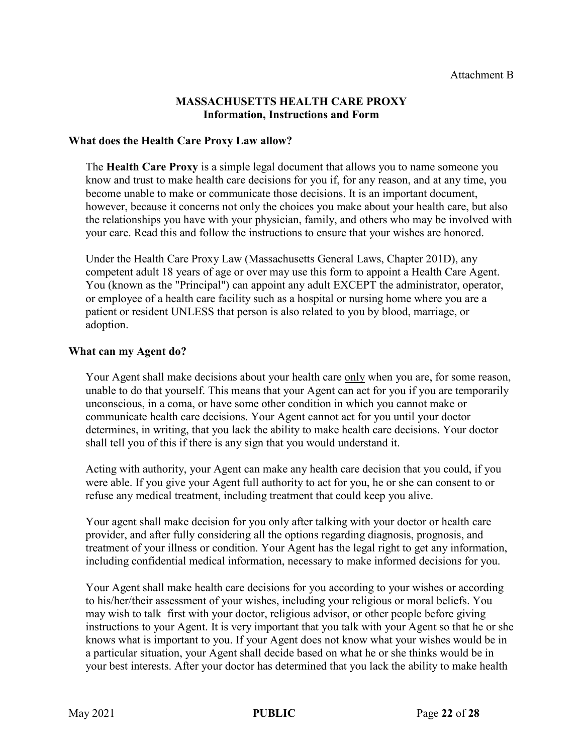Attachment B

# MASSACHUSETTS HEALTH CARE PROXY
## Information, Instructions and Form

### What does the Health Care Proxy Law allow?

The **Health Care Proxy** is a simple legal document that allows you to name someone you know and trust to make health care decisions for you if, for any reason, and at any time, you become unable to make or communicate those decisions. It is an important document, however, because it concerns not only the choices you make about your health care, but also the relationships you have with your physician, family, and others who may be involved with your care. Read this and follow the instructions to ensure that your wishes are honored.

Under the Health Care Proxy Law (Massachusetts General Laws, Chapter 201D), any competent adult 18 years of age or over may use this form to appoint a Health Care Agent. You (known as the "Principal") can appoint any adult EXCEPT the administrator, operator, or employee of a health care facility such as a hospital or nursing home where you are a patient or resident UNLESS that person is also related to you by blood, marriage, or adoption.

### What can my Agent do?

Your Agent shall make decisions about your health care <u>only</u> when you are, for some reason, unable to do that yourself. This means that your Agent can act for you if you are temporarily unconscious, in a coma, or have some other condition in which you cannot make or communicate health care decisions. Your Agent cannot act for you until your doctor determines, in writing, that you lack the ability to make health care decisions. Your doctor shall tell you of this if there is any sign that you would understand it.

Acting with authority, your Agent can make any health care decision that you could, if you were able. If you give your Agent full authority to act for you, he or she can consent to or refuse any medical treatment, including treatment that could keep you alive.

Your agent shall make decision for you only after talking with your doctor or health care provider, and after fully considering all the options regarding diagnosis, prognosis, and treatment of your illness or condition. Your Agent has the legal right to get any information, including confidential medical information, necessary to make informed decisions for you.

Your Agent shall make health care decisions for you according to your wishes or according to his/her/their assessment of your wishes, including your religious or moral beliefs. You may wish to talk first with your doctor, religious advisor, or other people before giving instructions to your Agent. It is very important that you talk with your Agent so that he or she knows what is important to you. If your Agent does not know what your wishes would be in a particular situation, your Agent shall decide based on what he or she thinks would be in your best interests. After your doctor has determined that you lack the ability to make health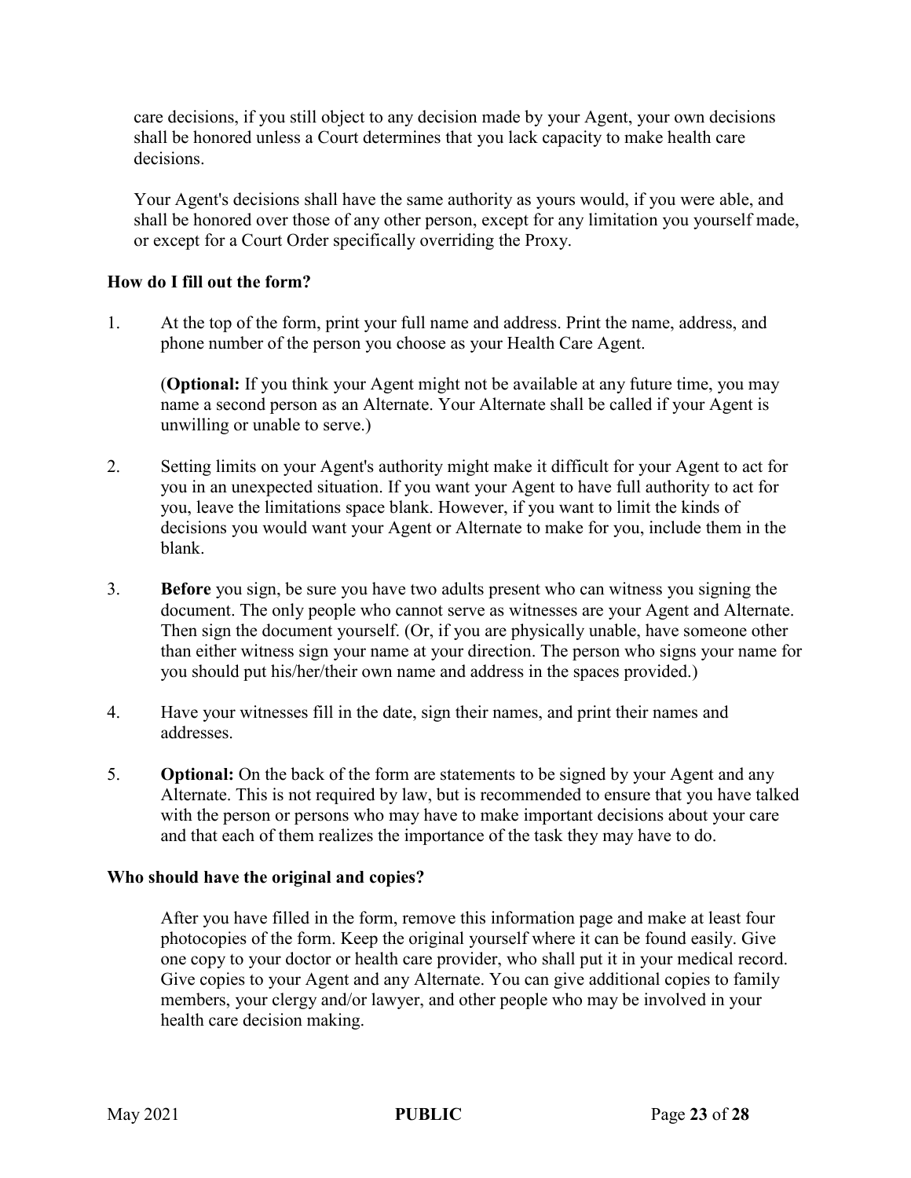care decisions, if you still object to any decision made by your Agent, your own decisions shall be honored unless a Court determines that you lack capacity to make health care decisions.

Your Agent's decisions shall have the same authority as yours would, if you were able, and shall be honored over those of any other person, except for any limitation you yourself made, or except for a Court Order specifically overriding the Proxy.

**How do I fill out the form?**

1. At the top of the form, print your full name and address. Print the name, address, and phone number of the person you choose as your Health Care Agent.

   (**Optional:** If you think your Agent might not be available at any future time, you may name a second person as an Alternate. Your Alternate shall be called if your Agent is unwilling or unable to serve.)

2. Setting limits on your Agent's authority might make it difficult for your Agent to act for you in an unexpected situation. If you want your Agent to have full authority to act for you, leave the limitations space blank. However, if you want to limit the kinds of decisions you would want your Agent or Alternate to make for you, include them in the blank.

3. **Before** you sign, be sure you have two adults present who can witness you signing the document. The only people who cannot serve as witnesses are your Agent and Alternate. Then sign the document yourself. (Or, if you are physically unable, have someone other than either witness sign your name at your direction. The person who signs your name for you should put his/her/their own name and address in the spaces provided.)

4. Have your witnesses fill in the date, sign their names, and print their names and addresses.

5. **Optional:** On the back of the form are statements to be signed by your Agent and any Alternate. This is not required by law, but is recommended to ensure that you have talked with the person or persons who may have to make important decisions about your care and that each of them realizes the importance of the task they may have to do.

**Who should have the original and copies?**

After you have filled in the form, remove this information page and make at least four photocopies of the form. Keep the original yourself where it can be found easily. Give one copy to your doctor or health care provider, who shall put it in your medical record. Give copies to your Agent and any Alternate. You can give additional copies to family members, your clergy and/or lawyer, and other people who may be involved in your health care decision making.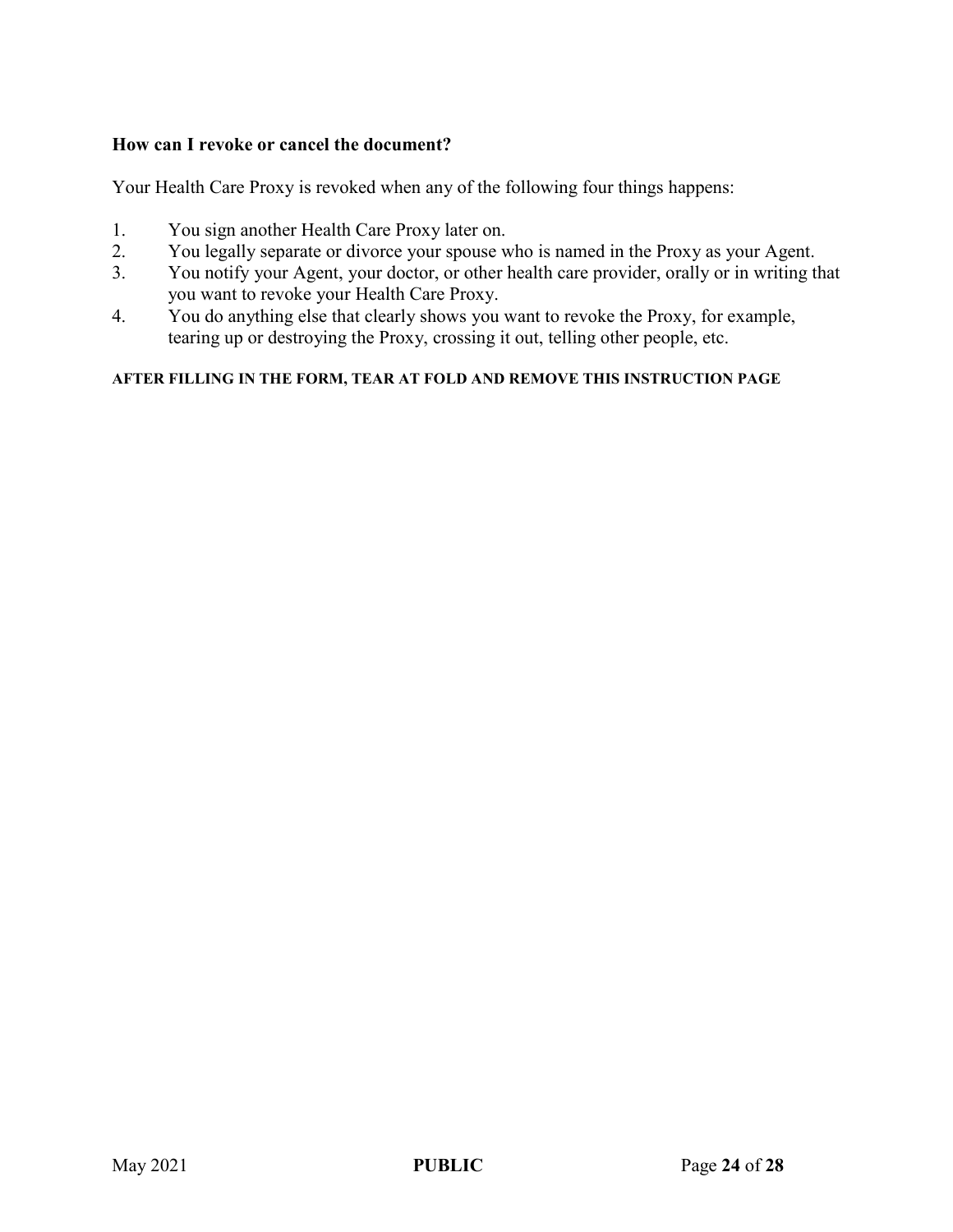### How can I revoke or cancel the document?

Your Health Care Proxy is revoked when any of the following four things happens:

1. You sign another Health Care Proxy later on.
2. You legally separate or divorce your spouse who is named in the Proxy as your Agent.
3. You notify your Agent, your doctor, or other health care provider, orally or in writing that you want to revoke your Health Care Proxy.
4. You do anything else that clearly shows you want to revoke the Proxy, for example, tearing up or destroying the Proxy, crossing it out, telling other people, etc.

**AFTER FILLING IN THE FORM, TEAR AT FOLD AND REMOVE THIS INSTRUCTION PAGE**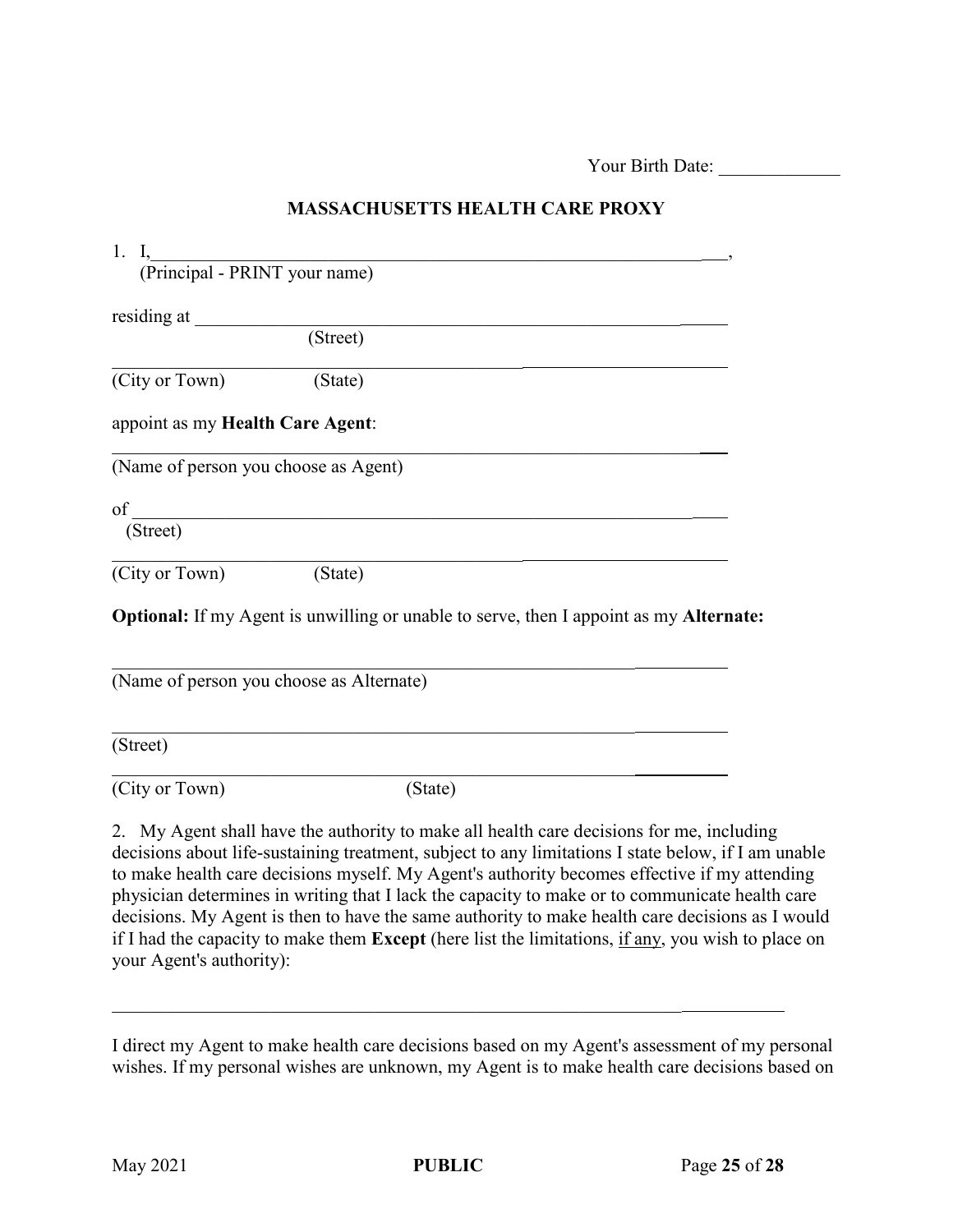Your Birth Date: _____________

# MASSACHUSETTS HEALTH CARE PROXY

1. I,_______________________________________________________________,
(Principal - PRINT your name)

residing at ______________________________________________________
(Street)

__________________________________________________________________
(City or Town) (State)

appoint as my **Health Care Agent**:

__________________________________________________________________
(Name of person you choose as Agent)

of _______________________________________________________________
(Street)

__________________________________________________________________
(City or Town) (State)

**Optional:** If my Agent is unwilling or unable to serve, then I appoint as my **Alternate:**

__________________________________________________________________
(Name of person you choose as Alternate)

__________________________________________________________________
(Street)

__________________________________________________________________
(City or Town) (State)

2. My Agent shall have the authority to make all health care decisions for me, including decisions about life-sustaining treatment, subject to any limitations I state below, if I am unable to make health care decisions myself. My Agent's authority becomes effective if my attending physician determines in writing that I lack the capacity to make or to communicate health care decisions. My Agent is then to have the same authority to make health care decisions as I would if I had the capacity to make them **Except** (here list the limitations, <u>if any</u>, you wish to place on your Agent's authority):

__________________________________________________________________

I direct my Agent to make health care decisions based on my Agent's assessment of my personal wishes. If my personal wishes are unknown, my Agent is to make health care decisions based on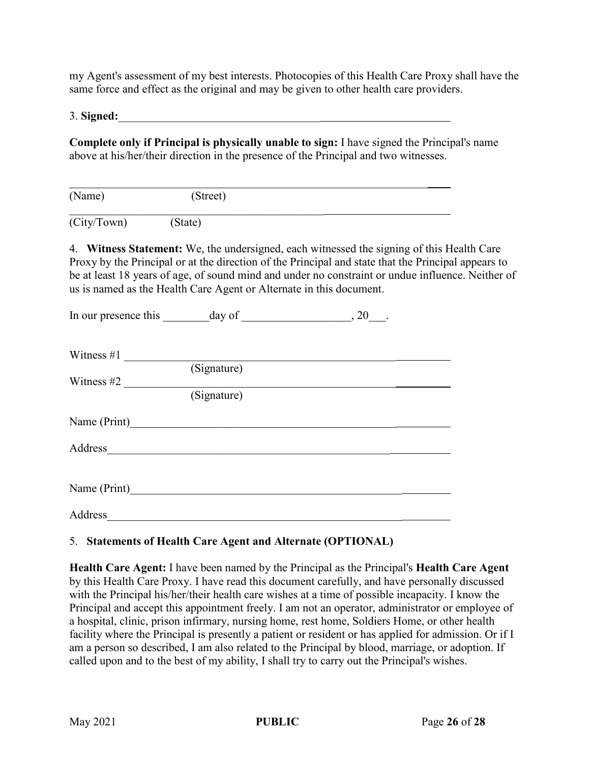my Agent's assessment of my best interests. Photocopies of this Health Care Proxy shall have the same force and effect as the original and may be given to other health care providers.

3. **Signed:**______________________________________________________________

**Complete only if Principal is physically unable to sign:** I have signed the Principal's name above at his/her/their direction in the presence of the Principal and two witnesses.

______________________________________________________________________

(Name) (Street)

______________________________________________________________________

(City/Town) (State)

4. **Witness Statement:** We, the undersigned, each witnessed the signing of this Health Care Proxy by the Principal or at the direction of the Principal and state that the Principal appears to be at least 18 years of age, of sound mind and under no constraint or undue influence. Neither of us is named as the Health Care Agent or Alternate in this document.

In our presence this ________day of ___________________, 20___.

Witness #1 ____________________________________________________________

(Signature)

Witness #2 ____________________________________________________________

(Signature)

Name (Print)___________________________________________________________

Address_______________________________________________________________

Name (Print)___________________________________________________________

Address_______________________________________________________________

5. **Statements of Health Care Agent and Alternate (OPTIONAL)**

**Health Care Agent:** I have been named by the Principal as the Principal's **Health Care Agent** by this Health Care Proxy. I have read this document carefully, and have personally discussed with the Principal his/her/their health care wishes at a time of possible incapacity. I know the Principal and accept this appointment freely. I am not an operator, administrator or employee of a hospital, clinic, prison infirmary, nursing home, rest home, Soldiers Home, or other health facility where the Principal is presently a patient or resident or has applied for admission. Or if I am a person so described, I am also related to the Principal by blood, marriage, or adoption. If called upon and to the best of my ability, I shall try to carry out the Principal's wishes.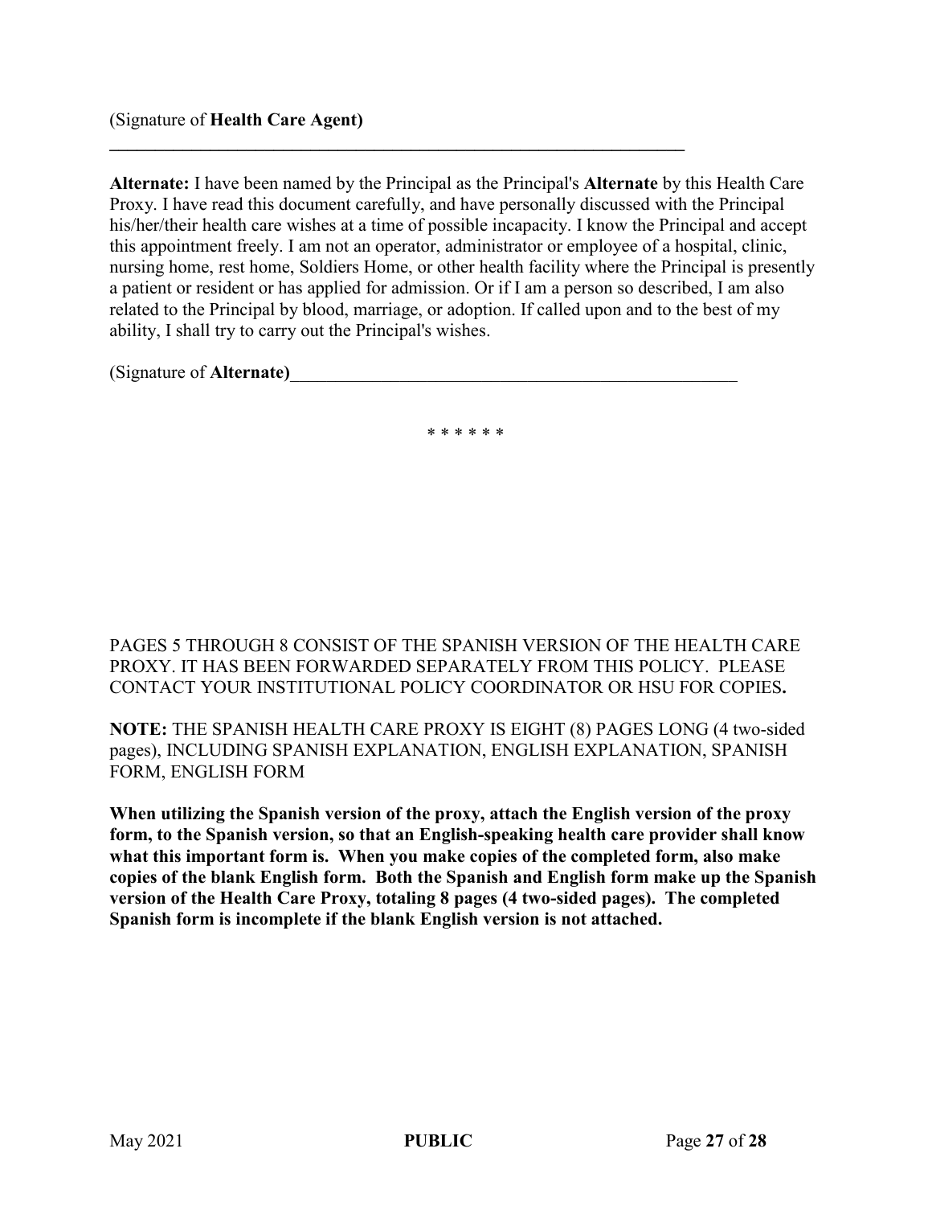(Signature of **Health Care Agent)**

\_\_\_\_\_\_\_\_\_\_\_\_\_\_\_\_\_\_\_\_\_\_\_\_\_\_\_\_\_\_\_\_\_\_\_\_\_\_\_\_\_\_\_\_\_\_\_\_\_\_\_\_\_\_\_\_\_\_\_\_\_\_\_\_

**Alternate:** I have been named by the Principal as the Principal's **Alternate** by this Health Care Proxy. I have read this document carefully, and have personally discussed with the Principal his/her/their health care wishes at a time of possible incapacity. I know the Principal and accept this appointment freely. I am not an operator, administrator or employee of a hospital, clinic, nursing home, rest home, Soldiers Home, or other health facility where the Principal is presently a patient or resident or has applied for admission. Or if I am a person so described, I am also related to the Principal by blood, marriage, or adoption. If called upon and to the best of my ability, I shall try to carry out the Principal's wishes.

(Signature of **Alternate)**\_\_\_\_\_\_\_\_\_\_\_\_\_\_\_\_\_\_\_\_\_\_\_\_\_\_\_\_\_\_\_\_\_\_\_\_\_\_\_\_\_\_\_\_\_\_\_\_\_\_

\* \* \* \* \* \*

PAGES 5 THROUGH 8 CONSIST OF THE SPANISH VERSION OF THE HEALTH CARE PROXY. IT HAS BEEN FORWARDED SEPARATELY FROM THIS POLICY. PLEASE CONTACT YOUR INSTITUTIONAL POLICY COORDINATOR OR HSU FOR COPIES**.**

**NOTE:** THE SPANISH HEALTH CARE PROXY IS EIGHT (8) PAGES LONG (4 two-sided pages), INCLUDING SPANISH EXPLANATION, ENGLISH EXPLANATION, SPANISH FORM, ENGLISH FORM

**When utilizing the Spanish version of the proxy, attach the English version of the proxy form, to the Spanish version, so that an English-speaking health care provider shall know what this important form is. When you make copies of the completed form, also make copies of the blank English form. Both the Spanish and English form make up the Spanish version of the Health Care Proxy, totaling 8 pages (4 two-sided pages). The completed Spanish form is incomplete if the blank English version is not attached.**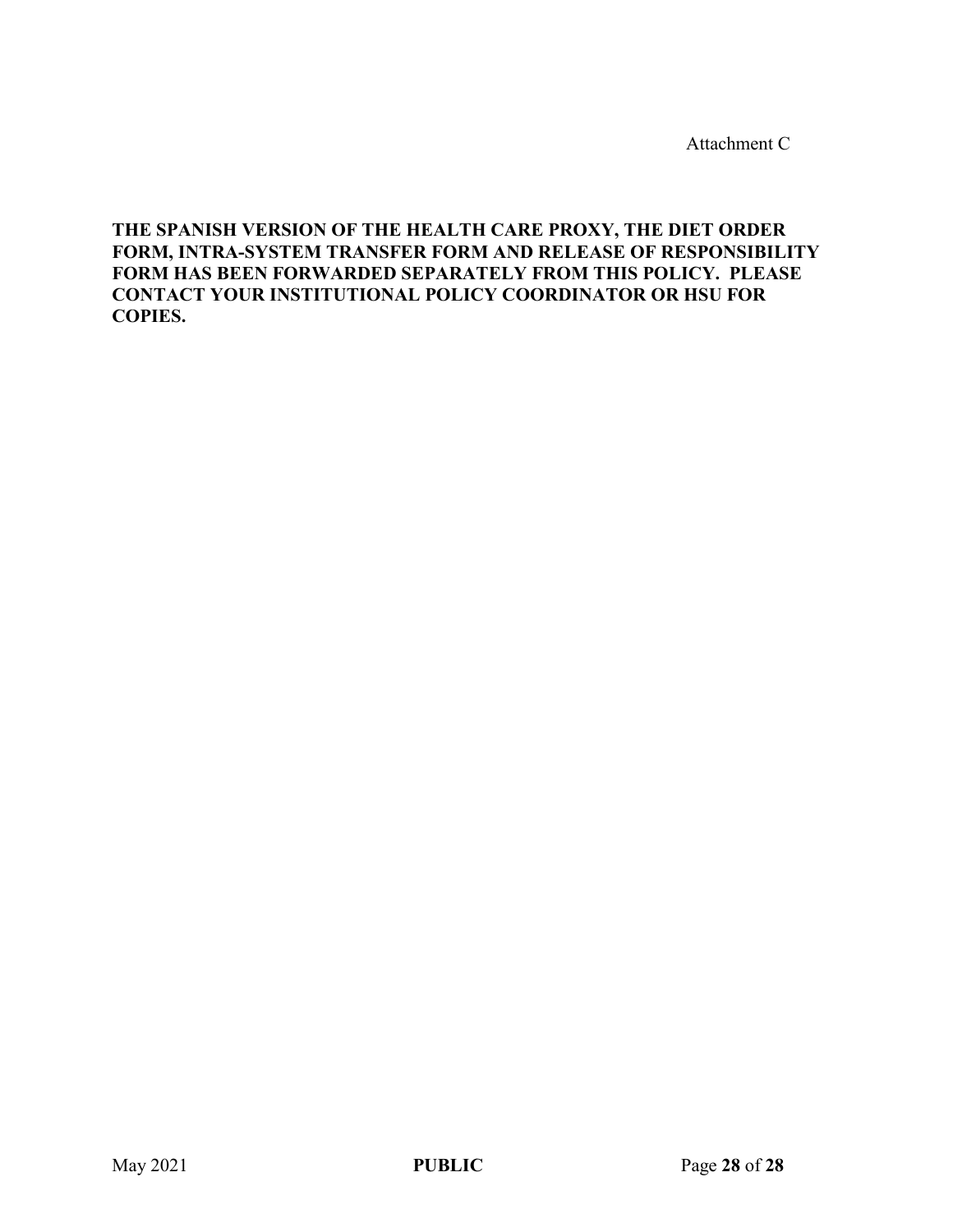Attachment C

**THE SPANISH VERSION OF THE HEALTH CARE PROXY, THE DIET ORDER FORM, INTRA-SYSTEM TRANSFER FORM AND RELEASE OF RESPONSIBILITY FORM HAS BEEN FORWARDED SEPARATELY FROM THIS POLICY. PLEASE CONTACT YOUR INSTITUTIONAL POLICY COORDINATOR OR HSU FOR COPIES.**